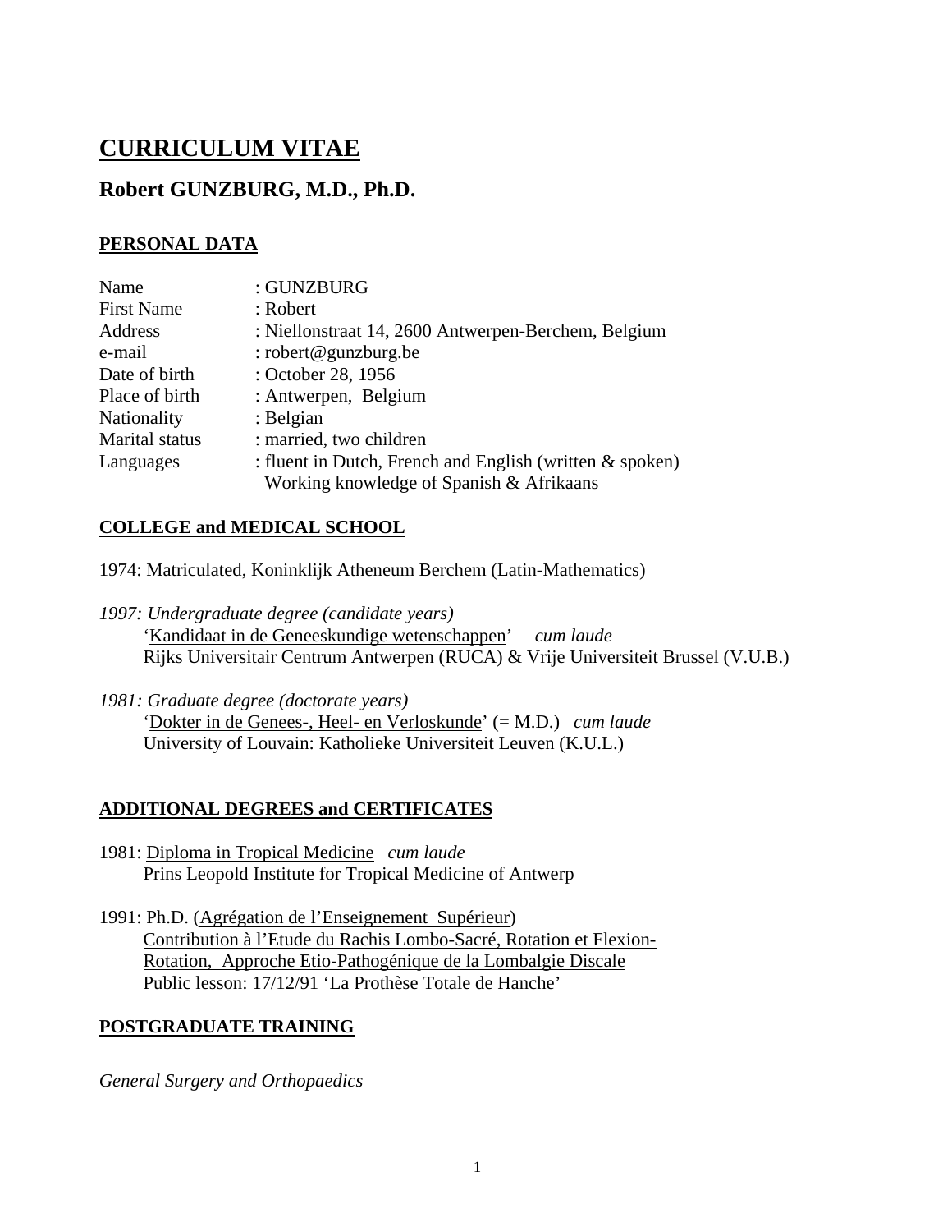# CURRICULUM VITAE

## Robert GUNZBURG, M.D., Ph.D.

### PERSONAL DATA

| | |
|---|---|
| Name | : GUNZBURG |
| First Name | : Robert |
| Address | : Niellonstraat 14, 2600 Antwerpen-Berchem, Belgium |
| e-mail | : robert@gunzburg.be |
| Date of birth | : October 28, 1956 |
| Place of birth | : Antwerpen, Belgium |
| Nationality | : Belgian |
| Marital status | : married, two children |
| Languages | : fluent in Dutch, French and English (written & spoken)<br>Working knowledge of Spanish & Afrikaans |

### COLLEGE and MEDICAL SCHOOL

1974: Matriculated, Koninklijk Atheneum Berchem (Latin-Mathematics)

*1997: Undergraduate degree (candidate years)*
'Kandidaat in de Geneeskundige wetenschappen' *cum laude*
Rijks Universitair Centrum Antwerpen (RUCA) & Vrije Universiteit Brussel (V.U.B.)

*1981: Graduate degree (doctorate years)*
'Dokter in de Genees-, Heel- en Verloskunde' (= M.D.) *cum laude*
University of Louvain: Katholieke Universiteit Leuven (K.U.L.)

### ADDITIONAL DEGREES and CERTIFICATES

1981: Diploma in Tropical Medicine *cum laude*
Prins Leopold Institute for Tropical Medicine of Antwerp

1991: Ph.D. (Agrégation de l'Enseignement Supérieur)
Contribution à l'Etude du Rachis Lombo-Sacré, Rotation et Flexion-Rotation, Approche Etio-Pathogénique de la Lombalgie Discale
Public lesson: 17/12/91 'La Prothèse Totale de Hanche'

### POSTGRADUATE TRAINING

*General Surgery and Orthopaedics*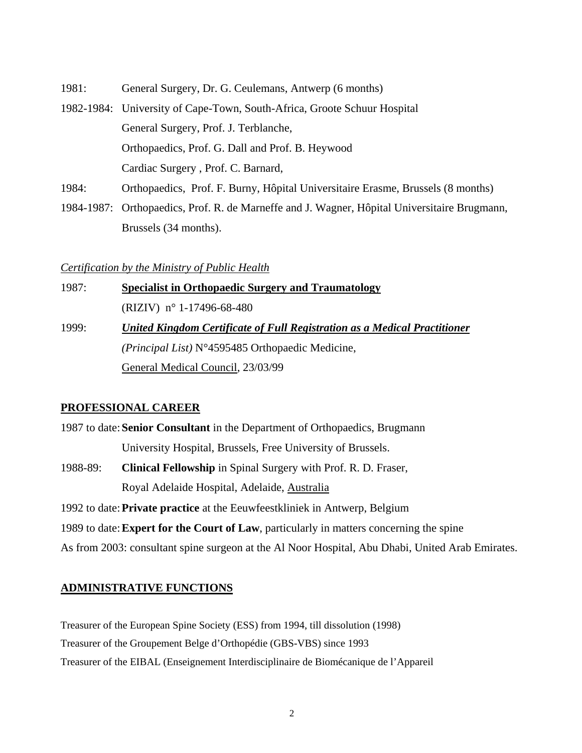1981: General Surgery, Dr. G. Ceulemans, Antwerp (6 months)

1982-1984: University of Cape-Town, South-Africa, Groote Schuur Hospital
General Surgery, Prof. J. Terblanche,
Orthopaedics, Prof. G. Dall and Prof. B. Heywood
Cardiac Surgery , Prof. C. Barnard,

1984: Orthopaedics, Prof. F. Burny, Hôpital Universitaire Erasme, Brussels (8 months)

1984-1987: Orthopaedics, Prof. R. de Marneffe and J. Wagner, Hôpital Universitaire Brugmann, Brussels (34 months).

*Certification by the Ministry of Public Health*

1987: **Specialist in Orthopaedic Surgery and Traumatology**
(RIZIV) n° 1-17496-68-480

1999: ***United Kingdom Certificate of Full Registration as a Medical Practitioner***
*(Principal List)* N°4595485 Orthopaedic Medicine,
General Medical Council, 23/03/99

## PROFESSIONAL CAREER

1987 to date: **Senior Consultant** in the Department of Orthopaedics, Brugmann University Hospital, Brussels, Free University of Brussels.

1988-89: **Clinical Fellowship** in Spinal Surgery with Prof. R. D. Fraser, Royal Adelaide Hospital, Adelaide, Australia

1992 to date: **Private practice** at the Eeuwfeestkliniek in Antwerp, Belgium

1989 to date: **Expert for the Court of Law**, particularly in matters concerning the spine

As from 2003: consultant spine surgeon at the Al Noor Hospital, Abu Dhabi, United Arab Emirates.

## ADMINISTRATIVE FUNCTIONS

Treasurer of the European Spine Society (ESS) from 1994, till dissolution (1998)

Treasurer of the Groupement Belge d'Orthopédie (GBS-VBS) since 1993

Treasurer of the EIBAL (Enseignement Interdisciplinaire de Biomécanique de l'Appareil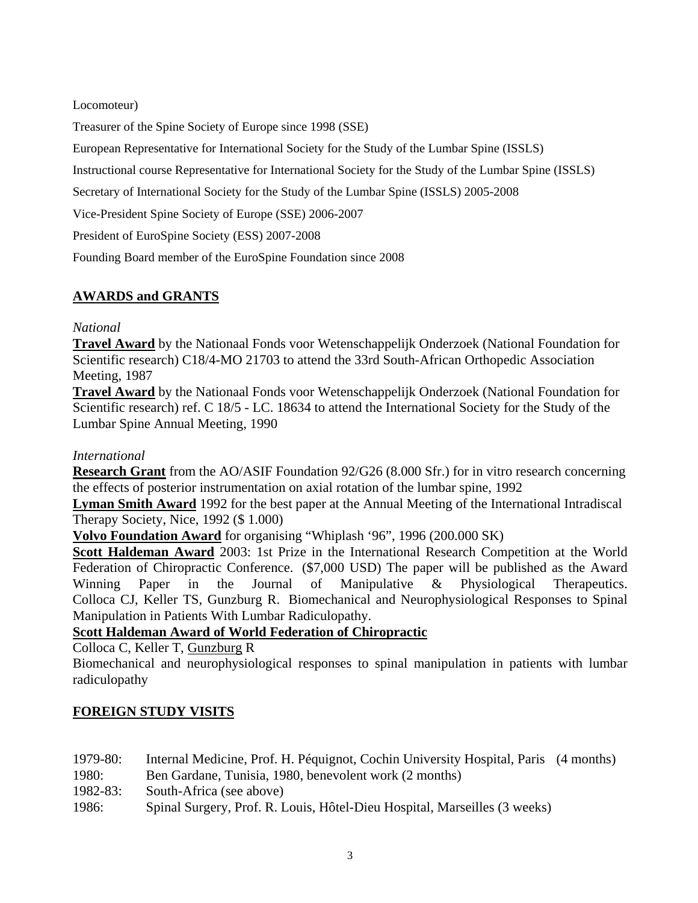Locomoteur)

Treasurer of the Spine Society of Europe since 1998 (SSE)

European Representative for International Society for the Study of the Lumbar Spine (ISSLS)

Instructional course Representative for International Society for the Study of the Lumbar Spine (ISSLS)

Secretary of International Society for the Study of the Lumbar Spine (ISSLS) 2005-2008

Vice-President Spine Society of Europe (SSE) 2006-2007

President of EuroSpine Society (ESS) 2007-2008

Founding Board member of the EuroSpine Foundation since 2008

## AWARDS and GRANTS

*National*

**Travel Award** by the Nationaal Fonds voor Wetenschappelijk Onderzoek (National Foundation for Scientific research) C18/4-MO 21703 to attend the 33rd South-African Orthopedic Association Meeting, 1987

**Travel Award** by the Nationaal Fonds voor Wetenschappelijk Onderzoek (National Foundation for Scientific research) ref. C 18/5 - LC. 18634 to attend the International Society for the Study of the Lumbar Spine Annual Meeting, 1990

*International*

**Research Grant** from the AO/ASIF Foundation 92/G26 (8.000 Sfr.) for in vitro research concerning the effects of posterior instrumentation on axial rotation of the lumbar spine, 1992

**Lyman Smith Award** 1992 for the best paper at the Annual Meeting of the International Intradiscal Therapy Society, Nice, 1992 ($ 1.000)

**Volvo Foundation Award** for organising "Whiplash '96", 1996 (200.000 SK)

**Scott Haldeman Award** 2003: 1st Prize in the International Research Competition at the World Federation of Chiropractic Conference. ($7,000 USD) The paper will be published as the Award Winning Paper in the Journal of Manipulative & Physiological Therapeutics. Colloca CJ, Keller TS, Gunzburg R. Biomechanical and Neurophysiological Responses to Spinal Manipulation in Patients With Lumbar Radiculopathy.

**Scott Haldeman Award of World Federation of Chiropractic**

Colloca C, Keller T, Gunzburg R

Biomechanical and neurophysiological responses to spinal manipulation in patients with lumbar radiculopathy

## FOREIGN STUDY VISITS

1979-80: Internal Medicine, Prof. H. Péquignot, Cochin University Hospital, Paris (4 months)

1980: Ben Gardane, Tunisia, 1980, benevolent work (2 months)

1982-83: South-Africa (see above)

1986: Spinal Surgery, Prof. R. Louis, Hôtel-Dieu Hospital, Marseilles (3 weeks)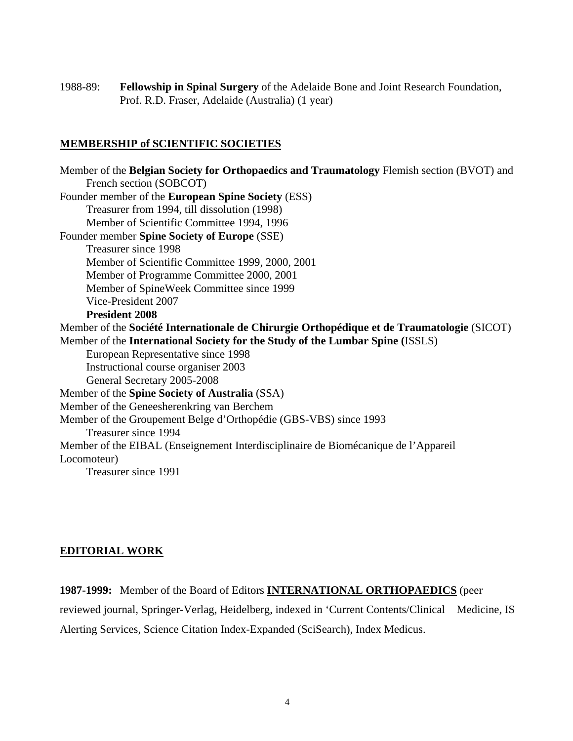1988-89: **Fellowship in Spinal Surgery** of the Adelaide Bone and Joint Research Foundation, Prof. R.D. Fraser, Adelaide (Australia) (1 year)

## MEMBERSHIP of SCIENTIFIC SOCIETIES

Member of the **Belgian Society for Orthopaedics and Traumatology** Flemish section (BVOT) and French section (SOBCOT)

Founder member of the **European Spine Society** (ESS)
- Treasurer from 1994, till dissolution (1998)
- Member of Scientific Committee 1994, 1996

Founder member **Spine Society of Europe** (SSE)
- Treasurer since 1998
- Member of Scientific Committee 1999, 2000, 2001
- Member of Programme Committee 2000, 2001
- Member of SpineWeek Committee since 1999
- Vice-President 2007
- **President 2008**

Member of the **Société Internationale de Chirurgie Orthopédique et de Traumatologie** (SICOT)

Member of the **International Society for the Study of the Lumbar Spine (**ISSLS)
- European Representative since 1998
- Instructional course organiser 2003
- General Secretary 2005-2008

Member of the **Spine Society of Australia** (SSA)

Member of the Geneesherenkring van Berchem

Member of the Groupement Belge d'Orthopédie (GBS-VBS) since 1993
- Treasurer since 1994

Member of the EIBAL (Enseignement Interdisciplinaire de Biomécanique de l'Appareil Locomoteur)
- Treasurer since 1991

## EDITORIAL WORK

**1987-1999:** Member of the Board of Editors **INTERNATIONAL ORTHOPAEDICS** (peer reviewed journal, Springer-Verlag, Heidelberg, indexed in 'Current Contents/Clinical Medicine, IS Alerting Services, Science Citation Index-Expanded (SciSearch), Index Medicus.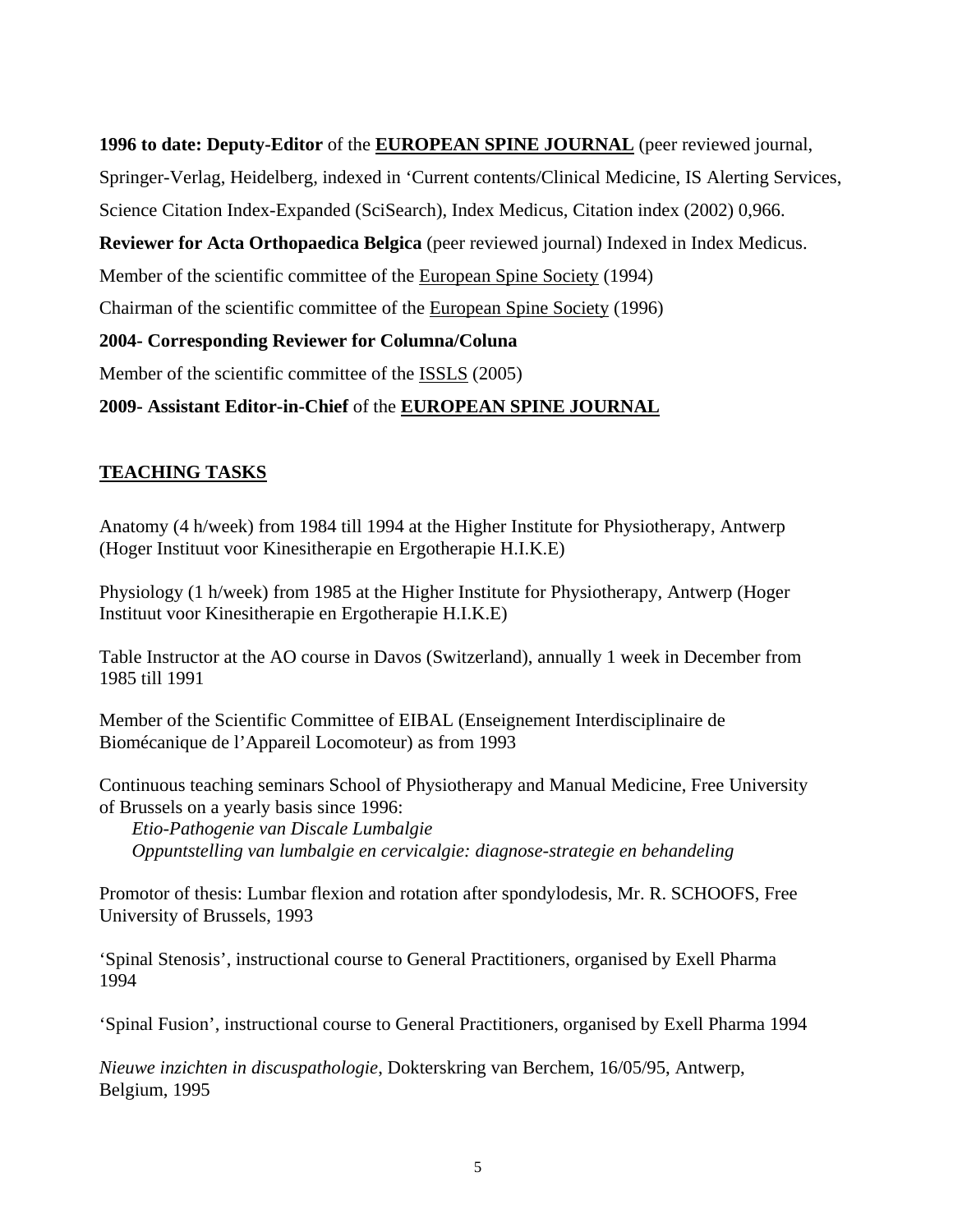**1996 to date: Deputy-Editor** of the **EUROPEAN SPINE JOURNAL** (peer reviewed journal, Springer-Verlag, Heidelberg, indexed in 'Current contents/Clinical Medicine, IS Alerting Services, Science Citation Index-Expanded (SciSearch), Index Medicus, Citation index (2002) 0,966.

**Reviewer for Acta Orthopaedica Belgica** (peer reviewed journal) Indexed in Index Medicus.

Member of the scientific committee of the European Spine Society (1994)

Chairman of the scientific committee of the European Spine Society (1996)

**2004- Corresponding Reviewer for Columna/Coluna**

Member of the scientific committee of the ISSLS (2005)

**2009- Assistant Editor-in-Chief** of the **EUROPEAN SPINE JOURNAL**

## TEACHING TASKS

Anatomy (4 h/week) from 1984 till 1994 at the Higher Institute for Physiotherapy, Antwerp (Hoger Instituut voor Kinesitherapie en Ergotherapie H.I.K.E)

Physiology (1 h/week) from 1985 at the Higher Institute for Physiotherapy, Antwerp (Hoger Instituut voor Kinesitherapie en Ergotherapie H.I.K.E)

Table Instructor at the AO course in Davos (Switzerland), annually 1 week in December from 1985 till 1991

Member of the Scientific Committee of EIBAL (Enseignement Interdisciplinaire de Biomécanique de l'Appareil Locomoteur) as from 1993

Continuous teaching seminars School of Physiotherapy and Manual Medicine, Free University of Brussels on a yearly basis since 1996:

*Etio-Pathogenie van Discale Lumbalgie*

*Oppuntstelling van lumbalgie en cervicalgie: diagnose-strategie en behandeling*

Promotor of thesis: Lumbar flexion and rotation after spondylodesis, Mr. R. SCHOOFS, Free University of Brussels, 1993

'Spinal Stenosis', instructional course to General Practitioners, organised by Exell Pharma 1994

'Spinal Fusion', instructional course to General Practitioners, organised by Exell Pharma 1994

*Nieuwe inzichten in discuspathologie*, Dokterskring van Berchem, 16/05/95, Antwerp, Belgium, 1995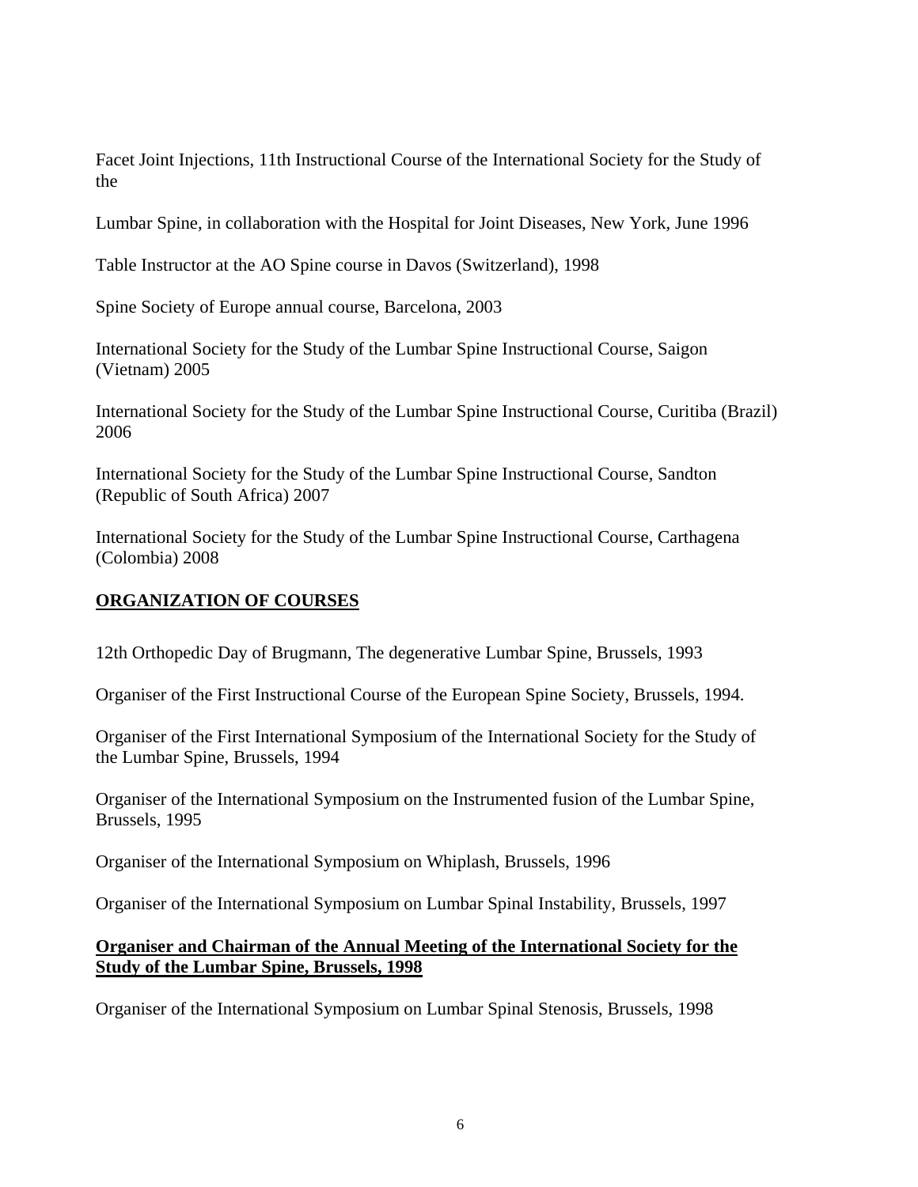Facet Joint Injections, 11th Instructional Course of the International Society for the Study of the

Lumbar Spine, in collaboration with the Hospital for Joint Diseases, New York, June 1996

Table Instructor at the AO Spine course in Davos (Switzerland), 1998

Spine Society of Europe annual course, Barcelona, 2003

International Society for the Study of the Lumbar Spine Instructional Course, Saigon (Vietnam) 2005

International Society for the Study of the Lumbar Spine Instructional Course, Curitiba (Brazil) 2006

International Society for the Study of the Lumbar Spine Instructional Course, Sandton (Republic of South Africa) 2007

International Society for the Study of the Lumbar Spine Instructional Course, Carthagena (Colombia) 2008

## ORGANIZATION OF COURSES

12th Orthopedic Day of Brugmann, The degenerative Lumbar Spine, Brussels, 1993

Organiser of the First Instructional Course of the European Spine Society, Brussels, 1994.

Organiser of the First International Symposium of the International Society for the Study of the Lumbar Spine, Brussels, 1994

Organiser of the International Symposium on the Instrumented fusion of the Lumbar Spine, Brussels, 1995

Organiser of the International Symposium on Whiplash, Brussels, 1996

Organiser of the International Symposium on Lumbar Spinal Instability, Brussels, 1997

**Organiser and Chairman of the Annual Meeting of the International Society for the Study of the Lumbar Spine, Brussels, 1998**

Organiser of the International Symposium on Lumbar Spinal Stenosis, Brussels, 1998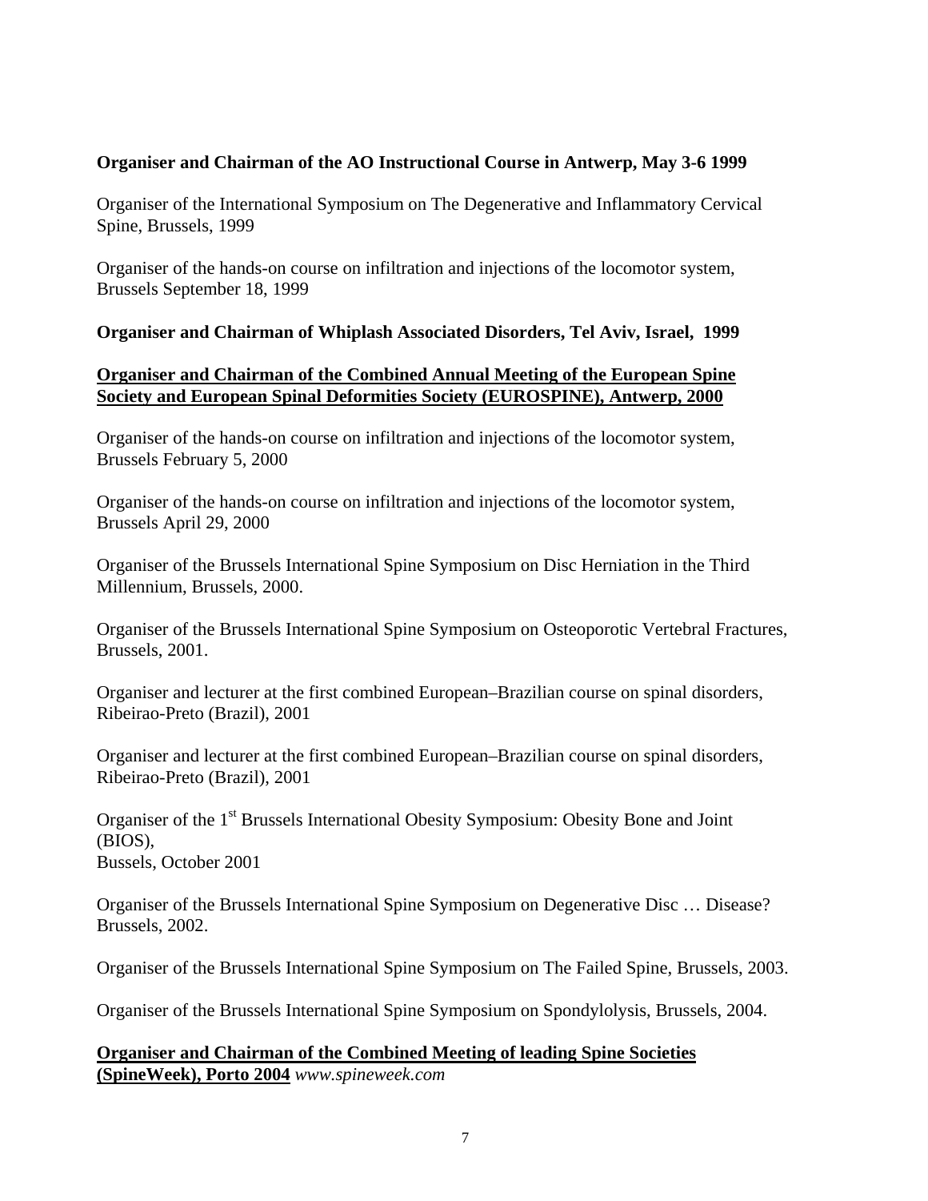**Organiser and Chairman of the AO Instructional Course in Antwerp, May 3-6 1999**

Organiser of the International Symposium on The Degenerative and Inflammatory Cervical Spine, Brussels, 1999

Organiser of the hands-on course on infiltration and injections of the locomotor system, Brussels September 18, 1999

**Organiser and Chairman of Whiplash Associated Disorders, Tel Aviv, Israel, 1999**

**<u>Organiser and Chairman of the Combined Annual Meeting of the European Spine Society and European Spinal Deformities Society (EUROSPINE), Antwerp, 2000</u>**

Organiser of the hands-on course on infiltration and injections of the locomotor system, Brussels February 5, 2000

Organiser of the hands-on course on infiltration and injections of the locomotor system, Brussels April 29, 2000

Organiser of the Brussels International Spine Symposium on Disc Herniation in the Third Millennium, Brussels, 2000.

Organiser of the Brussels International Spine Symposium on Osteoporotic Vertebral Fractures, Brussels, 2001.

Organiser and lecturer at the first combined European–Brazilian course on spinal disorders, Ribeirao-Preto (Brazil), 2001

Organiser and lecturer at the first combined European–Brazilian course on spinal disorders, Ribeirao-Preto (Brazil), 2001

Organiser of the 1st Brussels International Obesity Symposium: Obesity Bone and Joint (BIOS),
Bussels, October 2001

Organiser of the Brussels International Spine Symposium on Degenerative Disc … Disease? Brussels, 2002.

Organiser of the Brussels International Spine Symposium on The Failed Spine, Brussels, 2003.

Organiser of the Brussels International Spine Symposium on Spondylolysis, Brussels, 2004.

**<u>Organiser and Chairman of the Combined Meeting of leading Spine Societies (SpineWeek), Porto 2004</u>** *www.spineweek.com*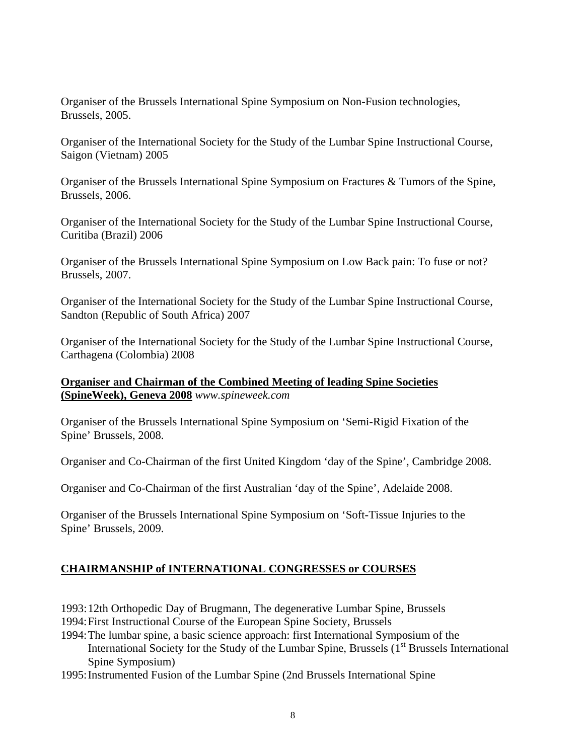Organiser of the Brussels International Spine Symposium on Non-Fusion technologies, Brussels, 2005.

Organiser of the International Society for the Study of the Lumbar Spine Instructional Course, Saigon (Vietnam) 2005

Organiser of the Brussels International Spine Symposium on Fractures & Tumors of the Spine, Brussels, 2006.

Organiser of the International Society for the Study of the Lumbar Spine Instructional Course, Curitiba (Brazil) 2006

Organiser of the Brussels International Spine Symposium on Low Back pain: To fuse or not? Brussels, 2007.

Organiser of the International Society for the Study of the Lumbar Spine Instructional Course, Sandton (Republic of South Africa) 2007

Organiser of the International Society for the Study of the Lumbar Spine Instructional Course, Carthagena (Colombia) 2008

<u>**Organiser and Chairman of the Combined Meeting of leading Spine Societies (SpineWeek), Geneva 2008**</u> *www.spineweek.com*

Organiser of the Brussels International Spine Symposium on 'Semi-Rigid Fixation of the Spine' Brussels, 2008.

Organiser and Co-Chairman of the first United Kingdom 'day of the Spine', Cambridge 2008.

Organiser and Co-Chairman of the first Australian 'day of the Spine', Adelaide 2008.

Organiser of the Brussels International Spine Symposium on 'Soft-Tissue Injuries to the Spine' Brussels, 2009.

## CHAIRMANSHIP of INTERNATIONAL CONGRESSES or COURSES

1993: 12th Orthopedic Day of Brugmann, The degenerative Lumbar Spine, Brussels
1994: First Instructional Course of the European Spine Society, Brussels
1994: The lumbar spine, a basic science approach: first International Symposium of the International Society for the Study of the Lumbar Spine, Brussels (1st Brussels International Spine Symposium)
1995: Instrumented Fusion of the Lumbar Spine (2nd Brussels International Spine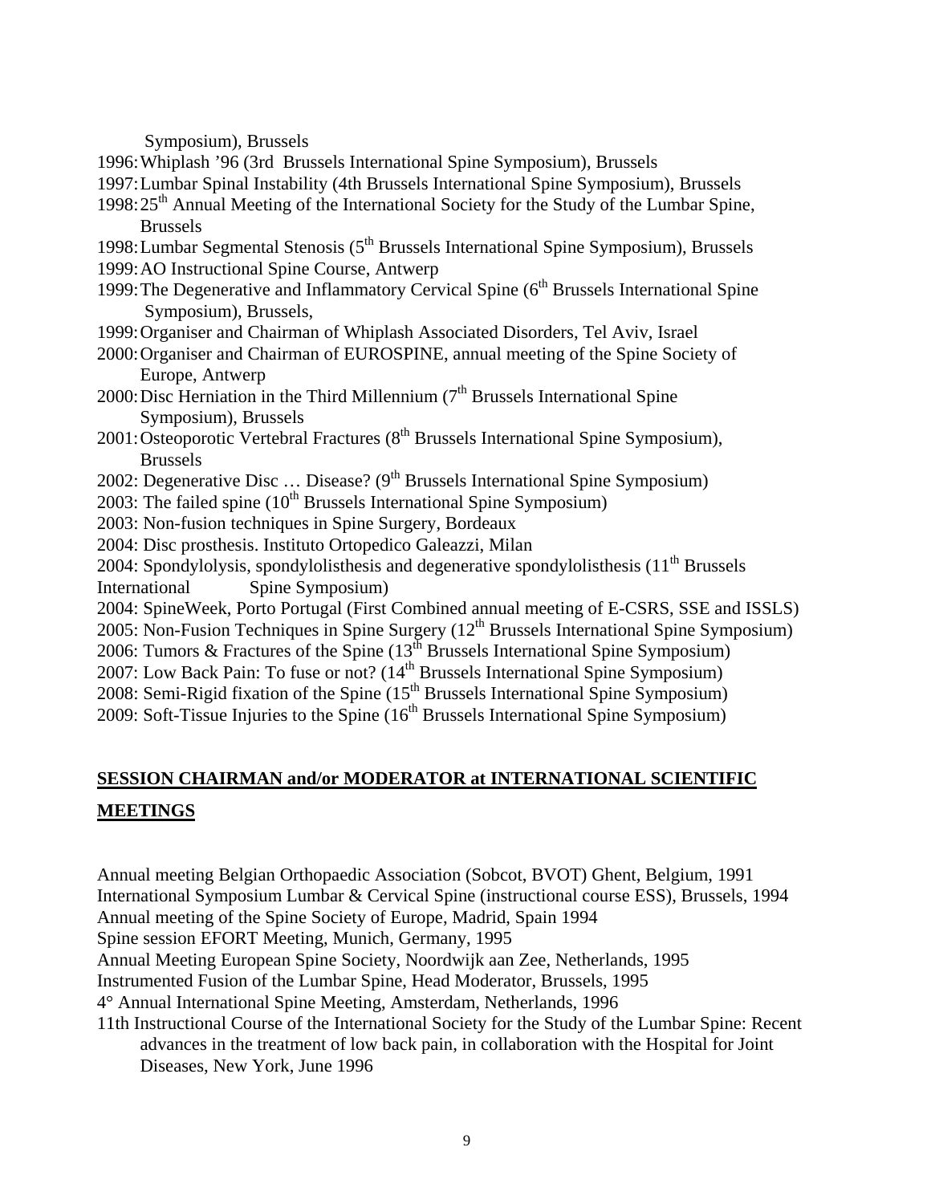Symposium), Brussels

1996: Whiplash ’96 (3rd Brussels International Spine Symposium), Brussels

1997: Lumbar Spinal Instability (4th Brussels International Spine Symposium), Brussels

1998: 25th Annual Meeting of the International Society for the Study of the Lumbar Spine, Brussels

1998: Lumbar Segmental Stenosis (5th Brussels International Spine Symposium), Brussels

1999: AO Instructional Spine Course, Antwerp

1999: The Degenerative and Inflammatory Cervical Spine (6th Brussels International Spine Symposium), Brussels,

1999: Organiser and Chairman of Whiplash Associated Disorders, Tel Aviv, Israel

2000: Organiser and Chairman of EUROSPINE, annual meeting of the Spine Society of Europe, Antwerp

2000: Disc Herniation in the Third Millennium (7th Brussels International Spine Symposium), Brussels

2001: Osteoporotic Vertebral Fractures (8th Brussels International Spine Symposium), Brussels

2002: Degenerative Disc … Disease? (9th Brussels International Spine Symposium)

2003: The failed spine (10th Brussels International Spine Symposium)

2003: Non-fusion techniques in Spine Surgery, Bordeaux

2004: Disc prosthesis. Instituto Ortopedico Galeazzi, Milan

2004: Spondylolysis, spondylolisthesis and degenerative spondylolisthesis (11th Brussels International Spine Symposium)

2004: SpineWeek, Porto Portugal (First Combined annual meeting of E-CSRS, SSE and ISSLS)

2005: Non-Fusion Techniques in Spine Surgery (12th Brussels International Spine Symposium)

2006: Tumors & Fractures of the Spine (13th Brussels International Spine Symposium)

2007: Low Back Pain: To fuse or not? (14th Brussels International Spine Symposium)

2008: Semi-Rigid fixation of the Spine (15th Brussels International Spine Symposium)

2009: Soft-Tissue Injuries to the Spine (16th Brussels International Spine Symposium)

## SESSION CHAIRMAN and/or MODERATOR at INTERNATIONAL SCIENTIFIC MEETINGS

Annual meeting Belgian Orthopaedic Association (Sobcot, BVOT) Ghent, Belgium, 1991

International Symposium Lumbar & Cervical Spine (instructional course ESS), Brussels, 1994

Annual meeting of the Spine Society of Europe, Madrid, Spain 1994

Spine session EFORT Meeting, Munich, Germany, 1995

Annual Meeting European Spine Society, Noordwijk aan Zee, Netherlands, 1995

Instrumented Fusion of the Lumbar Spine, Head Moderator, Brussels, 1995

4° Annual International Spine Meeting, Amsterdam, Netherlands, 1996

11th Instructional Course of the International Society for the Study of the Lumbar Spine: Recent advances in the treatment of low back pain, in collaboration with the Hospital for Joint Diseases, New York, June 1996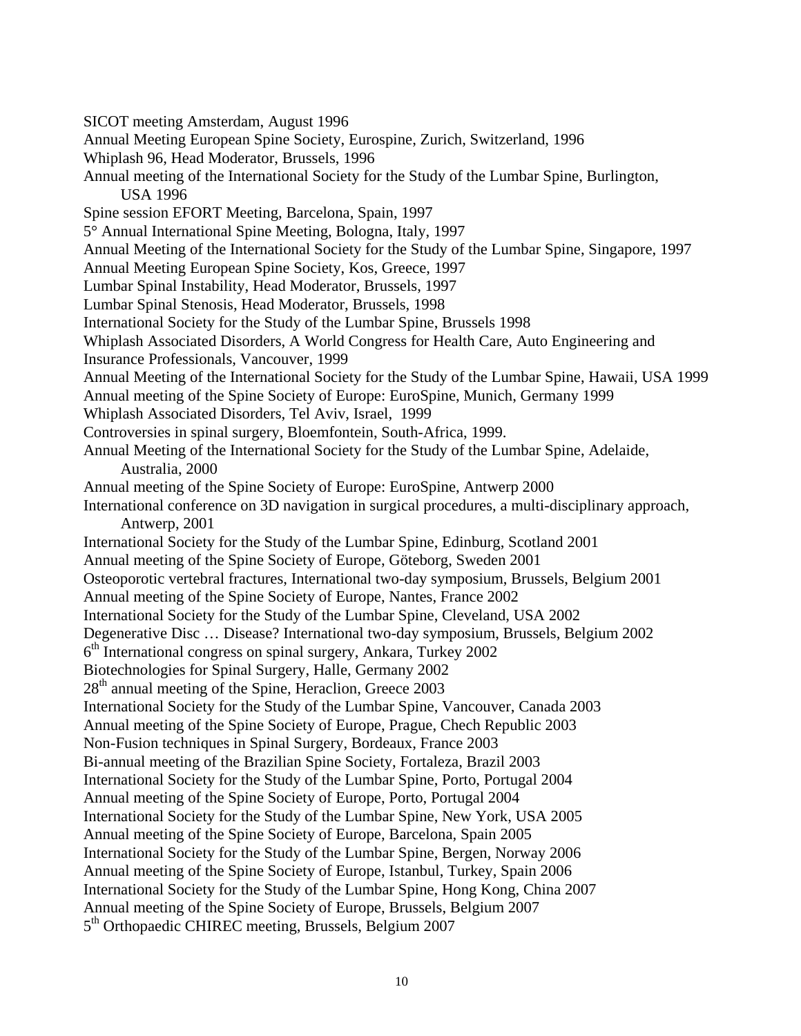SICOT meeting Amsterdam, August 1996
Annual Meeting European Spine Society, Eurospine, Zurich, Switzerland, 1996
Whiplash 96, Head Moderator, Brussels, 1996
Annual meeting of the International Society for the Study of the Lumbar Spine, Burlington, USA 1996
Spine session EFORT Meeting, Barcelona, Spain, 1997
5° Annual International Spine Meeting, Bologna, Italy, 1997
Annual Meeting of the International Society for the Study of the Lumbar Spine, Singapore, 1997
Annual Meeting European Spine Society, Kos, Greece, 1997
Lumbar Spinal Instability, Head Moderator, Brussels, 1997
Lumbar Spinal Stenosis, Head Moderator, Brussels, 1998
International Society for the Study of the Lumbar Spine, Brussels 1998
Whiplash Associated Disorders, A World Congress for Health Care, Auto Engineering and Insurance Professionals, Vancouver, 1999
Annual Meeting of the International Society for the Study of the Lumbar Spine, Hawaii, USA 1999
Annual meeting of the Spine Society of Europe: EuroSpine, Munich, Germany 1999
Whiplash Associated Disorders, Tel Aviv, Israel, 1999
Controversies in spinal surgery, Bloemfontein, South-Africa, 1999.
Annual Meeting of the International Society for the Study of the Lumbar Spine, Adelaide, Australia, 2000
Annual meeting of the Spine Society of Europe: EuroSpine, Antwerp 2000
International conference on 3D navigation in surgical procedures, a multi-disciplinary approach, Antwerp, 2001
International Society for the Study of the Lumbar Spine, Edinburg, Scotland 2001
Annual meeting of the Spine Society of Europe, Göteborg, Sweden 2001
Osteoporotic vertebral fractures, International two-day symposium, Brussels, Belgium 2001
Annual meeting of the Spine Society of Europe, Nantes, France 2002
International Society for the Study of the Lumbar Spine, Cleveland, USA 2002
Degenerative Disc … Disease? International two-day symposium, Brussels, Belgium 2002
6th International congress on spinal surgery, Ankara, Turkey 2002
Biotechnologies for Spinal Surgery, Halle, Germany 2002
28th annual meeting of the Spine, Heraclion, Greece 2003
International Society for the Study of the Lumbar Spine, Vancouver, Canada 2003
Annual meeting of the Spine Society of Europe, Prague, Chech Republic 2003
Non-Fusion techniques in Spinal Surgery, Bordeaux, France 2003
Bi-annual meeting of the Brazilian Spine Society, Fortaleza, Brazil 2003
International Society for the Study of the Lumbar Spine, Porto, Portugal 2004
Annual meeting of the Spine Society of Europe, Porto, Portugal 2004
International Society for the Study of the Lumbar Spine, New York, USA 2005
Annual meeting of the Spine Society of Europe, Barcelona, Spain 2005
International Society for the Study of the Lumbar Spine, Bergen, Norway 2006
Annual meeting of the Spine Society of Europe, Istanbul, Turkey, Spain 2006
International Society for the Study of the Lumbar Spine, Hong Kong, China 2007
Annual meeting of the Spine Society of Europe, Brussels, Belgium 2007
5th Orthopaedic CHIREC meeting, Brussels, Belgium 2007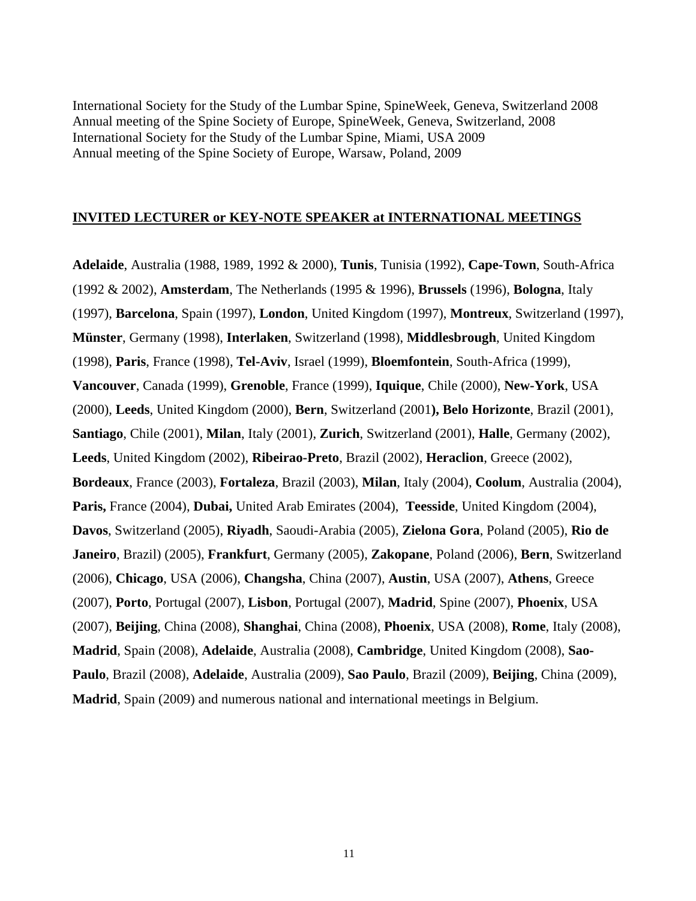International Society for the Study of the Lumbar Spine, SpineWeek, Geneva, Switzerland 2008
Annual meeting of the Spine Society of Europe, SpineWeek, Geneva, Switzerland, 2008
International Society for the Study of the Lumbar Spine, Miami, USA 2009
Annual meeting of the Spine Society of Europe, Warsaw, Poland, 2009

## INVITED LECTURER or KEY-NOTE SPEAKER at INTERNATIONAL MEETINGS

**Adelaide**, Australia (1988, 1989, 1992 & 2000), **Tunis**, Tunisia (1992), **Cape-Town**, South-Africa (1992 & 2002), **Amsterdam**, The Netherlands (1995 & 1996), **Brussels** (1996), **Bologna**, Italy (1997), **Barcelona**, Spain (1997), **London**, United Kingdom (1997), **Montreux**, Switzerland (1997), **Münster**, Germany (1998), **Interlaken**, Switzerland (1998), **Middlesbrough**, United Kingdom (1998), **Paris**, France (1998), **Tel-Aviv**, Israel (1999), **Bloemfontein**, South-Africa (1999), **Vancouver**, Canada (1999), **Grenoble**, France (1999), **Iquique**, Chile (2000), **New-York**, USA (2000), **Leeds**, United Kingdom (2000), **Bern**, Switzerland (2001**), Belo Horizonte**, Brazil (2001), **Santiago**, Chile (2001), **Milan**, Italy (2001), **Zurich**, Switzerland (2001), **Halle**, Germany (2002), **Leeds**, United Kingdom (2002), **Ribeirao-Preto**, Brazil (2002), **Heraclion**, Greece (2002), **Bordeaux**, France (2003), **Fortaleza**, Brazil (2003), **Milan**, Italy (2004), **Coolum**, Australia (2004), **Paris,** France (2004), **Dubai,** United Arab Emirates (2004), **Teesside**, United Kingdom (2004), **Davos**, Switzerland (2005), **Riyadh**, Saoudi-Arabia (2005), **Zielona Gora**, Poland (2005), **Rio de Janeiro**, Brazil) (2005), **Frankfurt**, Germany (2005), **Zakopane**, Poland (2006), **Bern**, Switzerland (2006), **Chicago**, USA (2006), **Changsha**, China (2007), **Austin**, USA (2007), **Athens**, Greece (2007), **Porto**, Portugal (2007), **Lisbon**, Portugal (2007), **Madrid**, Spine (2007), **Phoenix**, USA (2007), **Beijing**, China (2008), **Shanghai**, China (2008), **Phoenix**, USA (2008), **Rome**, Italy (2008), **Madrid**, Spain (2008), **Adelaide**, Australia (2008), **Cambridge**, United Kingdom (2008), **Sao-Paulo**, Brazil (2008), **Adelaide**, Australia (2009), **Sao Paulo**, Brazil (2009), **Beijing**, China (2009), **Madrid**, Spain (2009) and numerous national and international meetings in Belgium.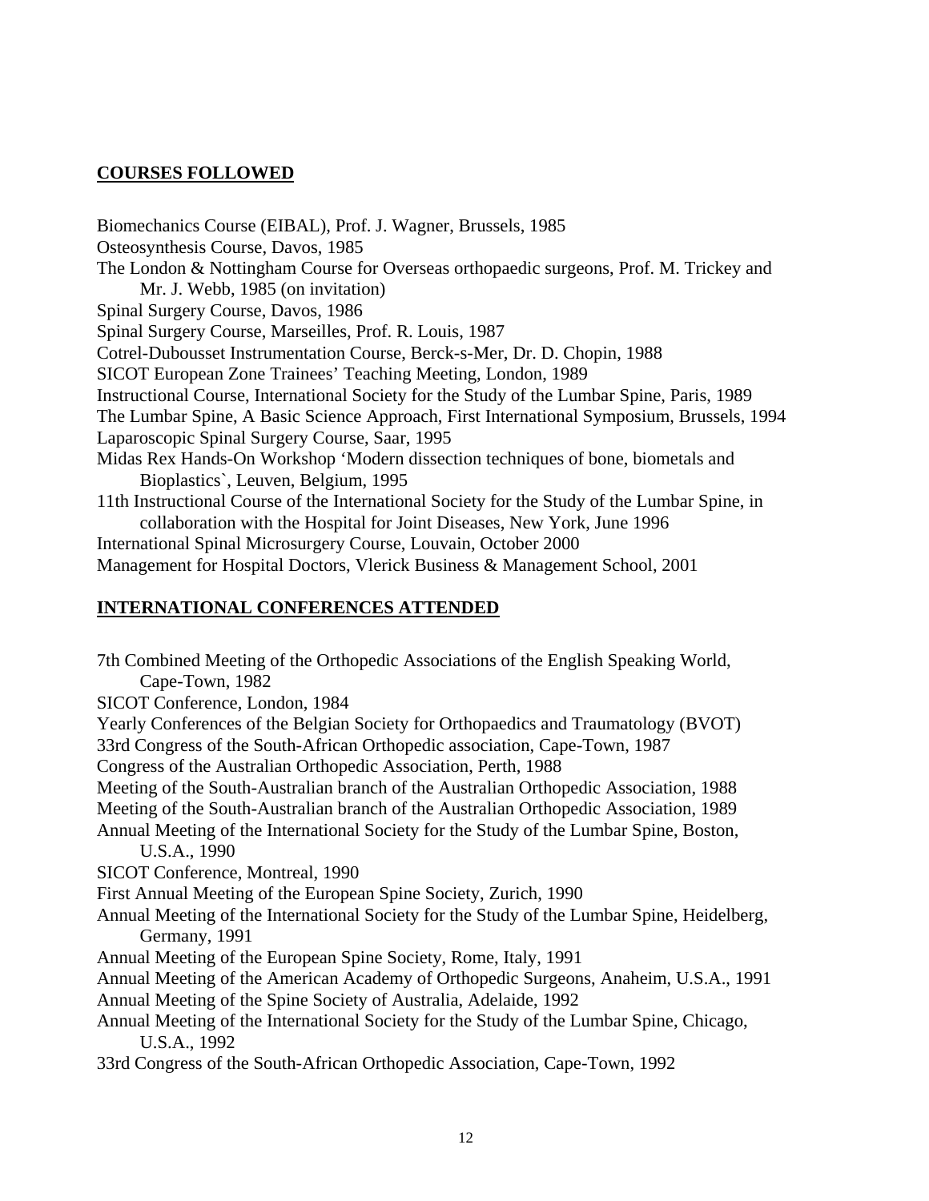## COURSES FOLLOWED

Biomechanics Course (EIBAL), Prof. J. Wagner, Brussels, 1985
Osteosynthesis Course, Davos, 1985
The London & Nottingham Course for Overseas orthopaedic surgeons, Prof. M. Trickey and Mr. J. Webb, 1985 (on invitation)
Spinal Surgery Course, Davos, 1986
Spinal Surgery Course, Marseilles, Prof. R. Louis, 1987
Cotrel-Dubousset Instrumentation Course, Berck-s-Mer, Dr. D. Chopin, 1988
SICOT European Zone Trainees' Teaching Meeting, London, 1989
Instructional Course, International Society for the Study of the Lumbar Spine, Paris, 1989
The Lumbar Spine, A Basic Science Approach, First International Symposium, Brussels, 1994
Laparoscopic Spinal Surgery Course, Saar, 1995
Midas Rex Hands-On Workshop 'Modern dissection techniques of bone, biometals and Bioplastics`, Leuven, Belgium, 1995
11th Instructional Course of the International Society for the Study of the Lumbar Spine, in collaboration with the Hospital for Joint Diseases, New York, June 1996
International Spinal Microsurgery Course, Louvain, October 2000
Management for Hospital Doctors, Vlerick Business & Management School, 2001

## INTERNATIONAL CONFERENCES ATTENDED

7th Combined Meeting of the Orthopedic Associations of the English Speaking World, Cape-Town, 1982
SICOT Conference, London, 1984
Yearly Conferences of the Belgian Society for Orthopaedics and Traumatology (BVOT)
33rd Congress of the South-African Orthopedic association, Cape-Town, 1987
Congress of the Australian Orthopedic Association, Perth, 1988
Meeting of the South-Australian branch of the Australian Orthopedic Association, 1988
Meeting of the South-Australian branch of the Australian Orthopedic Association, 1989
Annual Meeting of the International Society for the Study of the Lumbar Spine, Boston, U.S.A., 1990
SICOT Conference, Montreal, 1990
First Annual Meeting of the European Spine Society, Zurich, 1990
Annual Meeting of the International Society for the Study of the Lumbar Spine, Heidelberg, Germany, 1991
Annual Meeting of the European Spine Society, Rome, Italy, 1991
Annual Meeting of the American Academy of Orthopedic Surgeons, Anaheim, U.S.A., 1991
Annual Meeting of the Spine Society of Australia, Adelaide, 1992
Annual Meeting of the International Society for the Study of the Lumbar Spine, Chicago, U.S.A., 1992
33rd Congress of the South-African Orthopedic Association, Cape-Town, 1992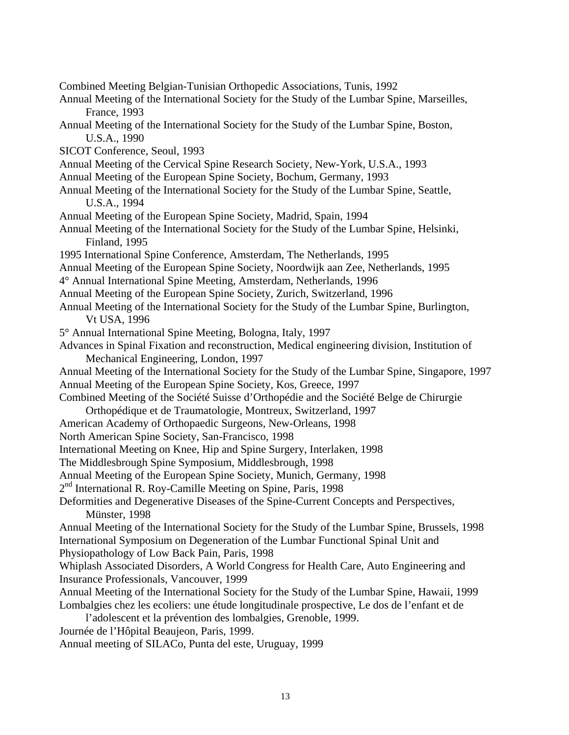Combined Meeting Belgian-Tunisian Orthopedic Associations, Tunis, 1992

Annual Meeting of the International Society for the Study of the Lumbar Spine, Marseilles, France, 1993

Annual Meeting of the International Society for the Study of the Lumbar Spine, Boston, U.S.A., 1990

SICOT Conference, Seoul, 1993

Annual Meeting of the Cervical Spine Research Society, New-York, U.S.A., 1993

Annual Meeting of the European Spine Society, Bochum, Germany, 1993

Annual Meeting of the International Society for the Study of the Lumbar Spine, Seattle, U.S.A., 1994

Annual Meeting of the European Spine Society, Madrid, Spain, 1994

Annual Meeting of the International Society for the Study of the Lumbar Spine, Helsinki, Finland, 1995

1995 International Spine Conference, Amsterdam, The Netherlands, 1995

Annual Meeting of the European Spine Society, Noordwijk aan Zee, Netherlands, 1995

4° Annual International Spine Meeting, Amsterdam, Netherlands, 1996

Annual Meeting of the European Spine Society, Zurich, Switzerland, 1996

Annual Meeting of the International Society for the Study of the Lumbar Spine, Burlington, Vt USA, 1996

5° Annual International Spine Meeting, Bologna, Italy, 1997

Advances in Spinal Fixation and reconstruction, Medical engineering division, Institution of Mechanical Engineering, London, 1997

Annual Meeting of the International Society for the Study of the Lumbar Spine, Singapore, 1997

Annual Meeting of the European Spine Society, Kos, Greece, 1997

Combined Meeting of the Société Suisse d'Orthopédie and the Société Belge de Chirurgie Orthopédique et de Traumatologie, Montreux, Switzerland, 1997

American Academy of Orthopaedic Surgeons, New-Orleans, 1998

North American Spine Society, San-Francisco, 1998

International Meeting on Knee, Hip and Spine Surgery, Interlaken, 1998

The Middlesbrough Spine Symposium, Middlesbrough, 1998

Annual Meeting of the European Spine Society, Munich, Germany, 1998

2nd International R. Roy-Camille Meeting on Spine, Paris, 1998

Deformities and Degenerative Diseases of the Spine-Current Concepts and Perspectives, Münster, 1998

Annual Meeting of the International Society for the Study of the Lumbar Spine, Brussels, 1998

International Symposium on Degeneration of the Lumbar Functional Spinal Unit and Physiopathology of Low Back Pain, Paris, 1998

Whiplash Associated Disorders, A World Congress for Health Care, Auto Engineering and Insurance Professionals, Vancouver, 1999

Annual Meeting of the International Society for the Study of the Lumbar Spine, Hawaii, 1999

Lombalgies chez les ecoliers: une étude longitudinale prospective, Le dos de l'enfant et de l'adolescent et la prévention des lombalgies, Grenoble, 1999.

Journée de l'Hôpital Beaujeon, Paris, 1999.

Annual meeting of SILACo, Punta del este, Uruguay, 1999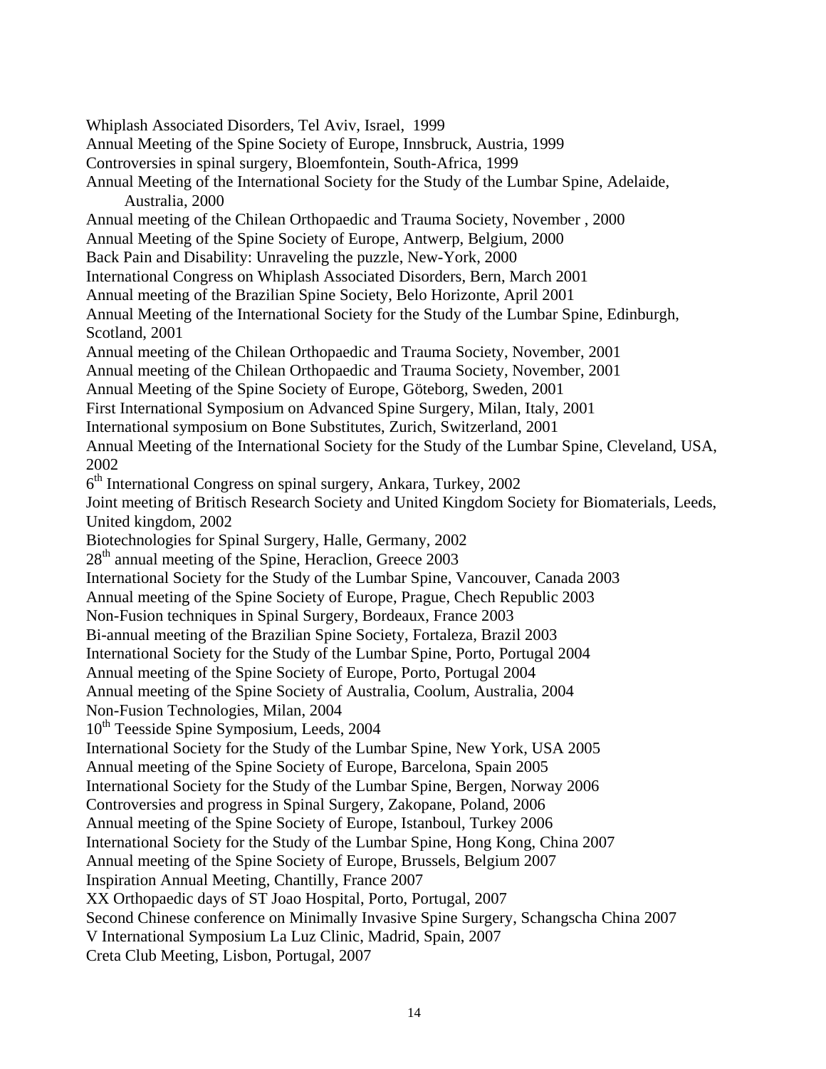Whiplash Associated Disorders, Tel Aviv, Israel, 1999
Annual Meeting of the Spine Society of Europe, Innsbruck, Austria, 1999
Controversies in spinal surgery, Bloemfontein, South-Africa, 1999
Annual Meeting of the International Society for the Study of the Lumbar Spine, Adelaide, Australia, 2000
Annual meeting of the Chilean Orthopaedic and Trauma Society, November , 2000
Annual Meeting of the Spine Society of Europe, Antwerp, Belgium, 2000
Back Pain and Disability: Unraveling the puzzle, New-York, 2000
International Congress on Whiplash Associated Disorders, Bern, March 2001
Annual meeting of the Brazilian Spine Society, Belo Horizonte, April 2001
Annual Meeting of the International Society for the Study of the Lumbar Spine, Edinburgh, Scotland, 2001
Annual meeting of the Chilean Orthopaedic and Trauma Society, November, 2001
Annual meeting of the Chilean Orthopaedic and Trauma Society, November, 2001
Annual Meeting of the Spine Society of Europe, Göteborg, Sweden, 2001
First International Symposium on Advanced Spine Surgery, Milan, Italy, 2001
International symposium on Bone Substitutes, Zurich, Switzerland, 2001
Annual Meeting of the International Society for the Study of the Lumbar Spine, Cleveland, USA, 2002
6th International Congress on spinal surgery, Ankara, Turkey, 2002
Joint meeting of Britisch Research Society and United Kingdom Society for Biomaterials, Leeds, United kingdom, 2002
Biotechnologies for Spinal Surgery, Halle, Germany, 2002
28th annual meeting of the Spine, Heraclion, Greece 2003
International Society for the Study of the Lumbar Spine, Vancouver, Canada 2003
Annual meeting of the Spine Society of Europe, Prague, Chech Republic 2003
Non-Fusion techniques in Spinal Surgery, Bordeaux, France 2003
Bi-annual meeting of the Brazilian Spine Society, Fortaleza, Brazil 2003
International Society for the Study of the Lumbar Spine, Porto, Portugal 2004
Annual meeting of the Spine Society of Europe, Porto, Portugal 2004
Annual meeting of the Spine Society of Australia, Coolum, Australia, 2004
Non-Fusion Technologies, Milan, 2004
10th Teesside Spine Symposium, Leeds, 2004
International Society for the Study of the Lumbar Spine, New York, USA 2005
Annual meeting of the Spine Society of Europe, Barcelona, Spain 2005
International Society for the Study of the Lumbar Spine, Bergen, Norway 2006
Controversies and progress in Spinal Surgery, Zakopane, Poland, 2006
Annual meeting of the Spine Society of Europe, Istanboul, Turkey 2006
International Society for the Study of the Lumbar Spine, Hong Kong, China 2007
Annual meeting of the Spine Society of Europe, Brussels, Belgium 2007
Inspiration Annual Meeting, Chantilly, France 2007
XX Orthopaedic days of ST Joao Hospital, Porto, Portugal, 2007
Second Chinese conference on Minimally Invasive Spine Surgery, Schangscha China 2007
V International Symposium La Luz Clinic, Madrid, Spain, 2007
Creta Club Meeting, Lisbon, Portugal, 2007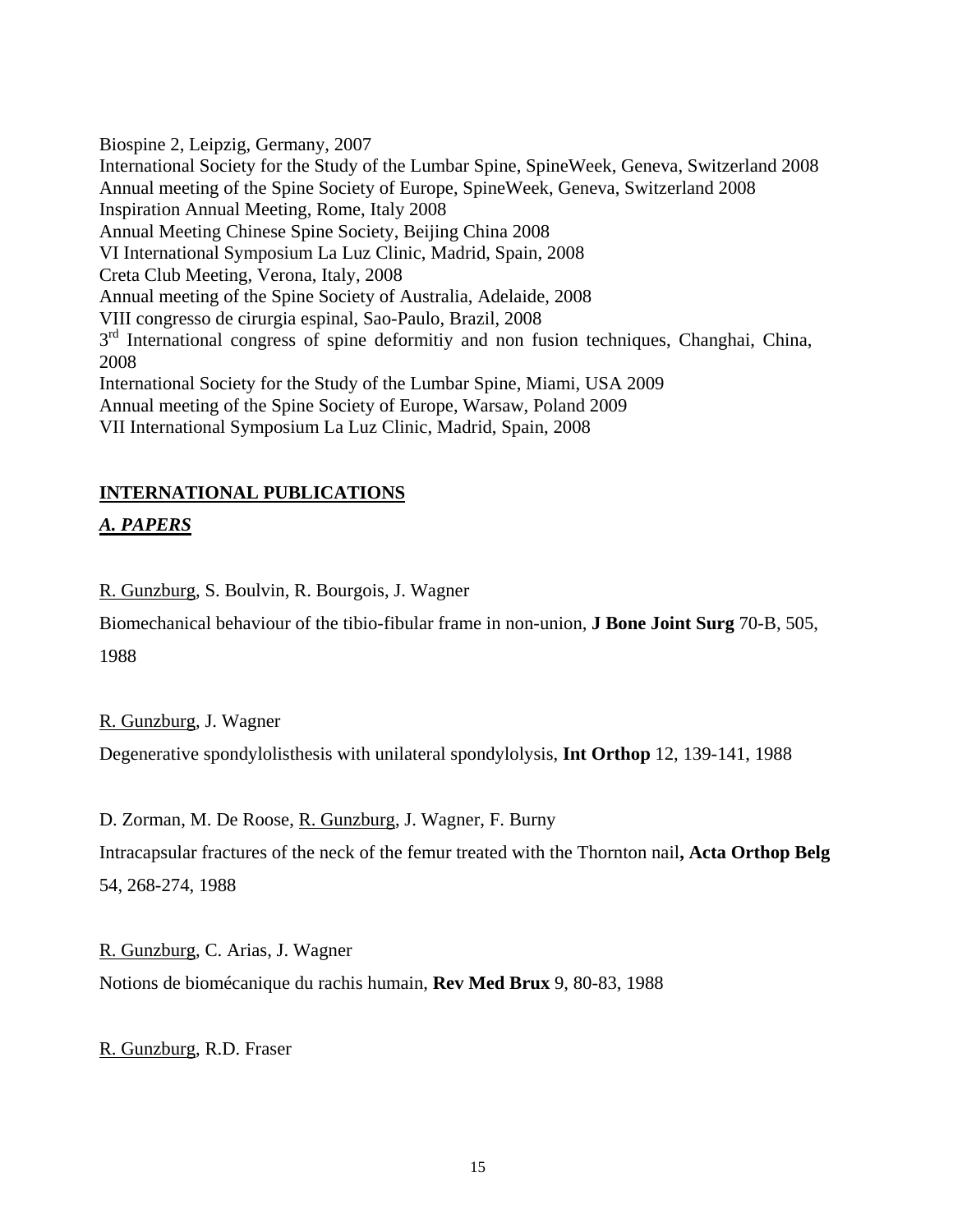Biospine 2, Leipzig, Germany, 2007
International Society for the Study of the Lumbar Spine, SpineWeek, Geneva, Switzerland 2008
Annual meeting of the Spine Society of Europe, SpineWeek, Geneva, Switzerland 2008
Inspiration Annual Meeting, Rome, Italy 2008
Annual Meeting Chinese Spine Society, Beijing China 2008
VI International Symposium La Luz Clinic, Madrid, Spain, 2008
Creta Club Meeting, Verona, Italy, 2008
Annual meeting of the Spine Society of Australia, Adelaide, 2008
VIII congresso de cirurgia espinal, Sao-Paulo, Brazil, 2008
3rd International congress of spine deformitiy and non fusion techniques, Changhai, China, 2008
International Society for the Study of the Lumbar Spine, Miami, USA 2009
Annual meeting of the Spine Society of Europe, Warsaw, Poland 2009
VII International Symposium La Luz Clinic, Madrid, Spain, 2008

## INTERNATIONAL PUBLICATIONS

### *A. PAPERS*

R. Gunzburg, S. Boulvin, R. Bourgois, J. Wagner

Biomechanical behaviour of the tibio-fibular frame in non-union, **J Bone Joint Surg** 70-B, 505, 1988

R. Gunzburg, J. Wagner

Degenerative spondylolisthesis with unilateral spondylolysis, **Int Orthop** 12, 139-141, 1988

D. Zorman, M. De Roose, R. Gunzburg, J. Wagner, F. Burny

Intracapsular fractures of the neck of the femur treated with the Thornton nail**, Acta Orthop Belg** 54, 268-274, 1988

R. Gunzburg, C. Arias, J. Wagner

Notions de biomécanique du rachis humain, **Rev Med Brux** 9, 80-83, 1988

R. Gunzburg, R.D. Fraser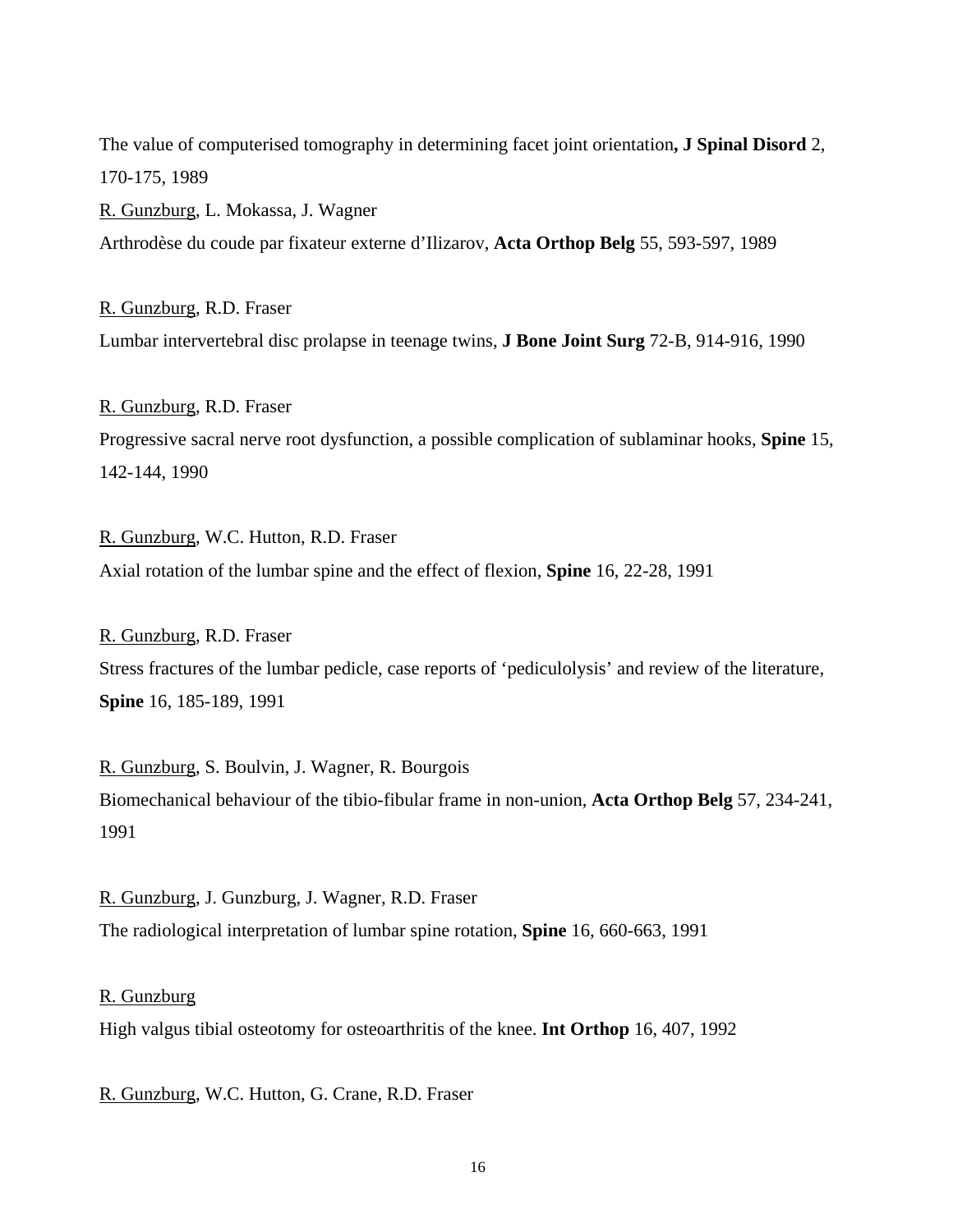The value of computerised tomography in determining facet joint orientation**, J Spinal Disord** 2, 170-175, 1989

<u>R. Gunzburg</u>, L. Mokassa, J. Wagner

Arthrodèse du coude par fixateur externe d'Ilizarov, **Acta Orthop Belg** 55, 593-597, 1989

<u>R. Gunzburg</u>, R.D. Fraser

Lumbar intervertebral disc prolapse in teenage twins, **J Bone Joint Surg** 72-B, 914-916, 1990

<u>R. Gunzburg</u>, R.D. Fraser

Progressive sacral nerve root dysfunction, a possible complication of sublaminar hooks, **Spine** 15, 142-144, 1990

<u>R. Gunzburg</u>, W.C. Hutton, R.D. Fraser

Axial rotation of the lumbar spine and the effect of flexion, **Spine** 16, 22-28, 1991

<u>R. Gunzburg</u>, R.D. Fraser

Stress fractures of the lumbar pedicle, case reports of 'pediculolysis' and review of the literature, **Spine** 16, 185-189, 1991

<u>R. Gunzburg</u>, S. Boulvin, J. Wagner, R. Bourgois

Biomechanical behaviour of the tibio-fibular frame in non-union, **Acta Orthop Belg** 57, 234-241, 1991

<u>R. Gunzburg</u>, J. Gunzburg, J. Wagner, R.D. Fraser

The radiological interpretation of lumbar spine rotation, **Spine** 16, 660-663, 1991

<u>R. Gunzburg</u>

High valgus tibial osteotomy for osteoarthritis of the knee. **Int Orthop** 16, 407, 1992

<u>R. Gunzburg</u>, W.C. Hutton, G. Crane, R.D. Fraser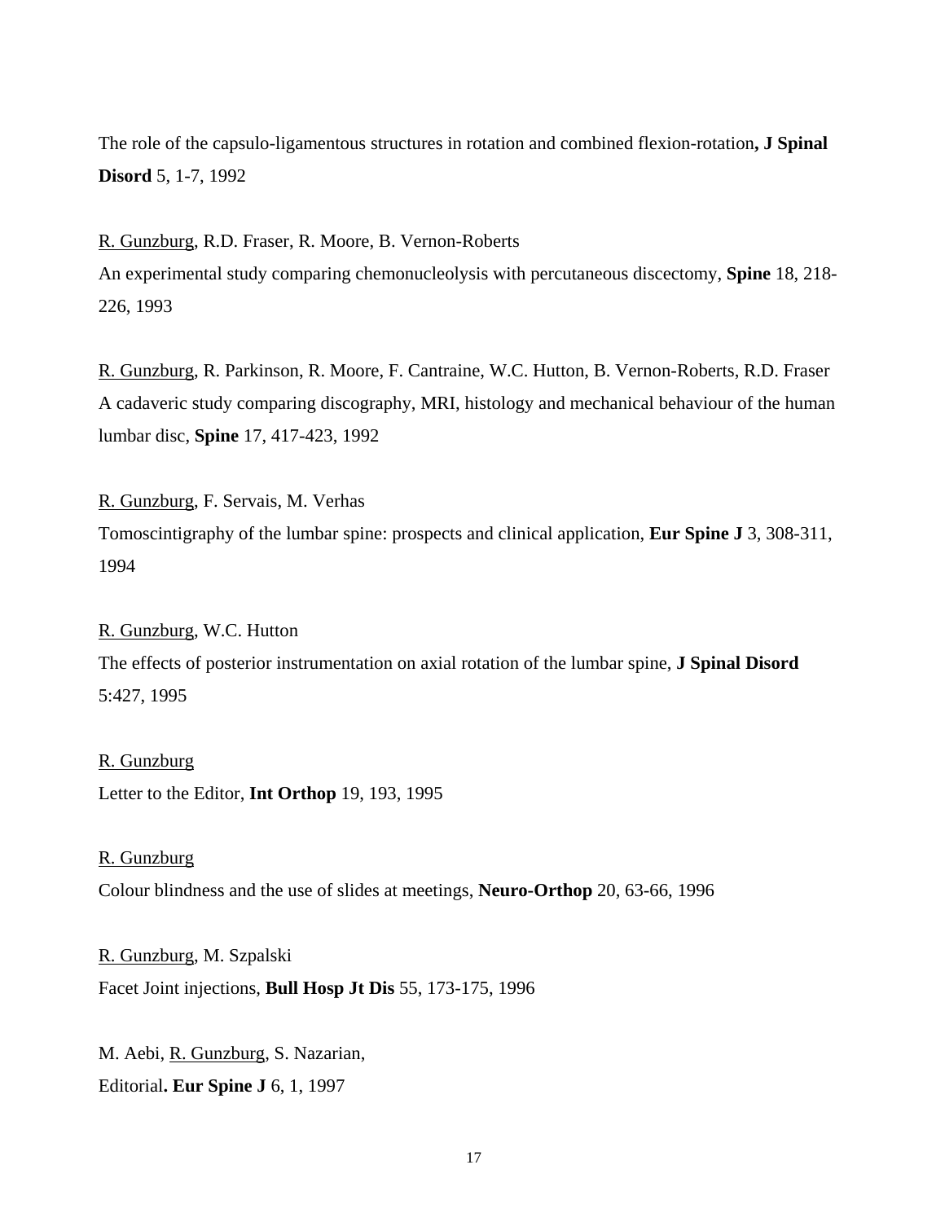The role of the capsulo-ligamentous structures in rotation and combined flexion-rotation**, J Spinal Disord** 5, 1-7, 1992

<u>R. Gunzburg</u>, R.D. Fraser, R. Moore, B. Vernon-Roberts
An experimental study comparing chemonucleolysis with percutaneous discectomy, **Spine** 18, 218-226, 1993

<u>R. Gunzburg</u>, R. Parkinson, R. Moore, F. Cantraine, W.C. Hutton, B. Vernon-Roberts, R.D. Fraser
A cadaveric study comparing discography, MRI, histology and mechanical behaviour of the human lumbar disc, **Spine** 17, 417-423, 1992

<u>R. Gunzburg</u>, F. Servais, M. Verhas
Tomoscintigraphy of the lumbar spine: prospects and clinical application, **Eur Spine J** 3, 308-311, 1994

<u>R. Gunzburg</u>, W.C. Hutton
The effects of posterior instrumentation on axial rotation of the lumbar spine, **J Spinal Disord** 5:427, 1995

<u>R. Gunzburg</u>
Letter to the Editor, **Int Orthop** 19, 193, 1995

<u>R. Gunzburg</u>
Colour blindness and the use of slides at meetings, **Neuro-Orthop** 20, 63-66, 1996

<u>R. Gunzburg</u>, M. Szpalski
Facet Joint injections, **Bull Hosp Jt Dis** 55, 173-175, 1996

M. Aebi, <u>R. Gunzburg</u>, S. Nazarian,
Editorial**. Eur Spine J** 6, 1, 1997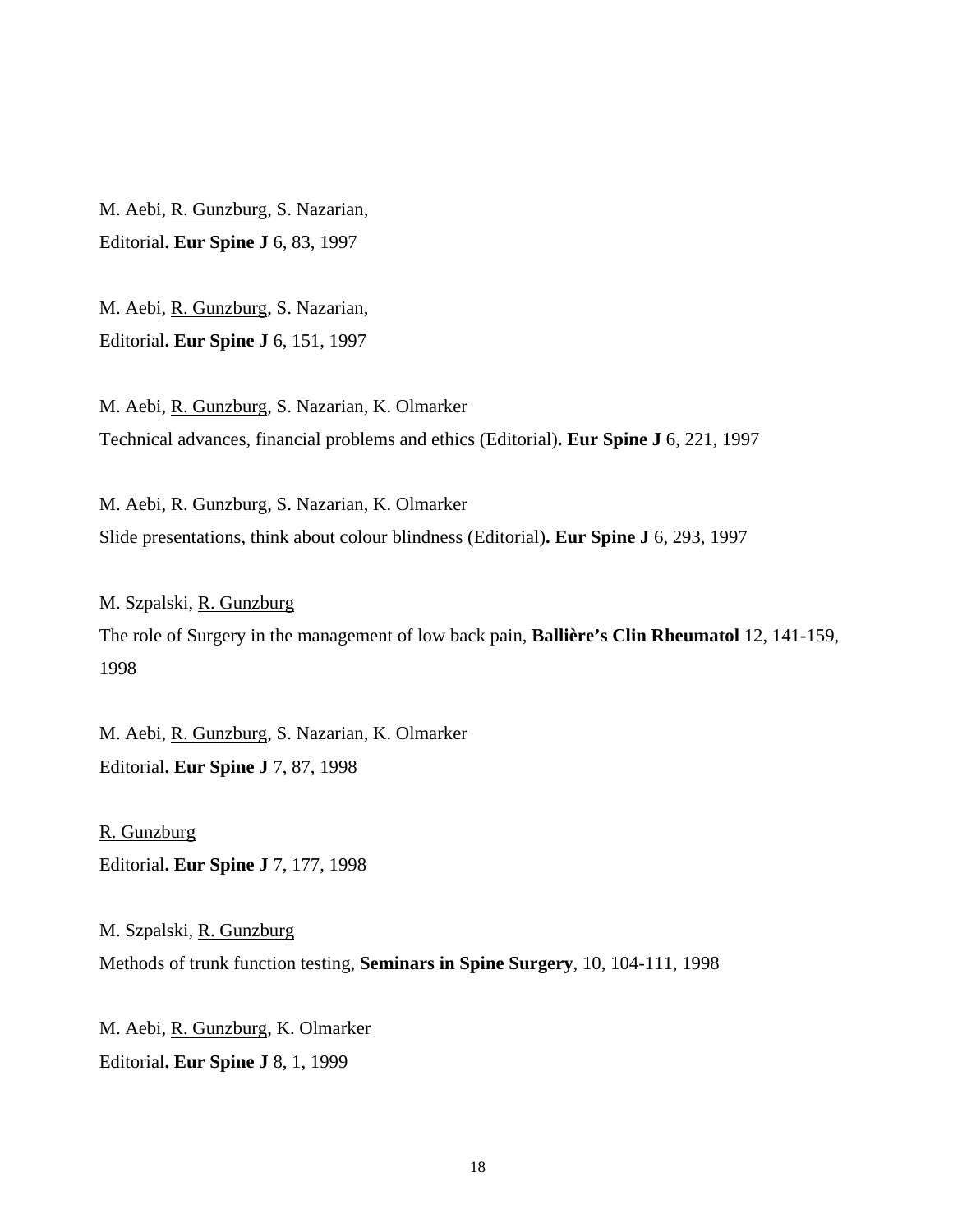M. Aebi, <u>R. Gunzburg</u>, S. Nazarian,
Editorial**. Eur Spine J** 6, 83, 1997

M. Aebi, <u>R. Gunzburg</u>, S. Nazarian,
Editorial**. Eur Spine J** 6, 151, 1997

M. Aebi, <u>R. Gunzburg</u>, S. Nazarian, K. Olmarker
Technical advances, financial problems and ethics (Editorial)**. Eur Spine J** 6, 221, 1997

M. Aebi, <u>R. Gunzburg</u>, S. Nazarian, K. Olmarker
Slide presentations, think about colour blindness (Editorial)**. Eur Spine J** 6, 293, 1997

M. Szpalski, <u>R. Gunzburg</u>
The role of Surgery in the management of low back pain, **Ballière's Clin Rheumatol** 12, 141-159, 1998

M. Aebi, <u>R. Gunzburg</u>, S. Nazarian, K. Olmarker
Editorial**. Eur Spine J** 7, 87, 1998

<u>R. Gunzburg</u>
Editorial**. Eur Spine J** 7, 177, 1998

M. Szpalski, <u>R. Gunzburg</u>
Methods of trunk function testing, **Seminars in Spine Surgery**, 10, 104-111, 1998

M. Aebi, <u>R. Gunzburg</u>, K. Olmarker
Editorial**. Eur Spine J** 8, 1, 1999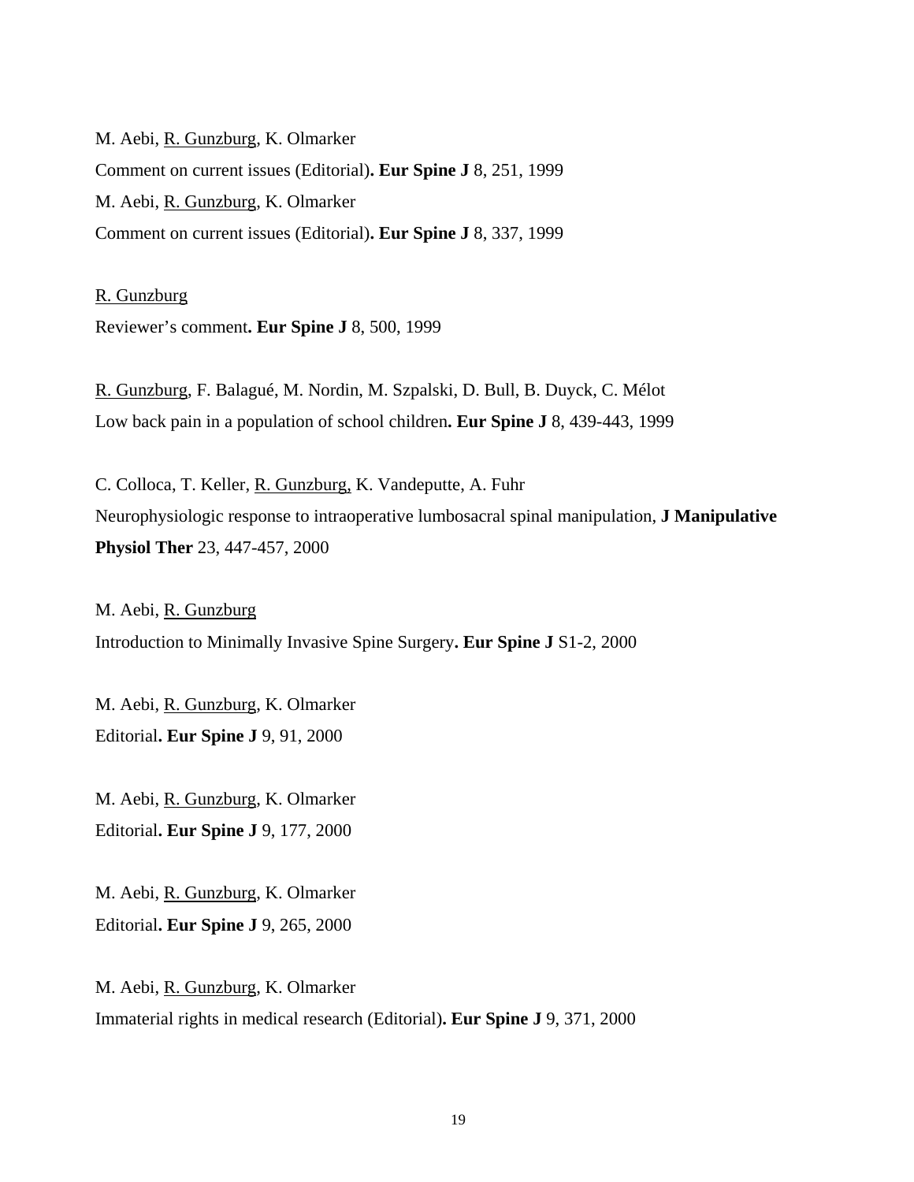M. Aebi, <u>R. Gunzburg</u>, K. Olmarker
Comment on current issues (Editorial)**. Eur Spine J** 8, 251, 1999
M. Aebi, <u>R. Gunzburg</u>, K. Olmarker
Comment on current issues (Editorial)**. Eur Spine J** 8, 337, 1999

<u>R. Gunzburg</u>
Reviewer's comment**. Eur Spine J** 8, 500, 1999

<u>R. Gunzburg</u>, F. Balagué, M. Nordin, M. Szpalski, D. Bull, B. Duyck, C. Mélot
Low back pain in a population of school children**. Eur Spine J** 8, 439-443, 1999

C. Colloca, T. Keller, <u>R. Gunzburg,</u> K. Vandeputte, A. Fuhr
Neurophysiologic response to intraoperative lumbosacral spinal manipulation, **J Manipulative Physiol Ther** 23, 447-457, 2000

M. Aebi, <u>R. Gunzburg</u>
Introduction to Minimally Invasive Spine Surgery**. Eur Spine J** S1-2, 2000

M. Aebi, <u>R. Gunzburg</u>, K. Olmarker
Editorial**. Eur Spine J** 9, 91, 2000

M. Aebi, <u>R. Gunzburg</u>, K. Olmarker
Editorial**. Eur Spine J** 9, 177, 2000

M. Aebi, <u>R. Gunzburg</u>, K. Olmarker
Editorial**. Eur Spine J** 9, 265, 2000

M. Aebi, <u>R. Gunzburg</u>, K. Olmarker
Immaterial rights in medical research (Editorial)**. Eur Spine J** 9, 371, 2000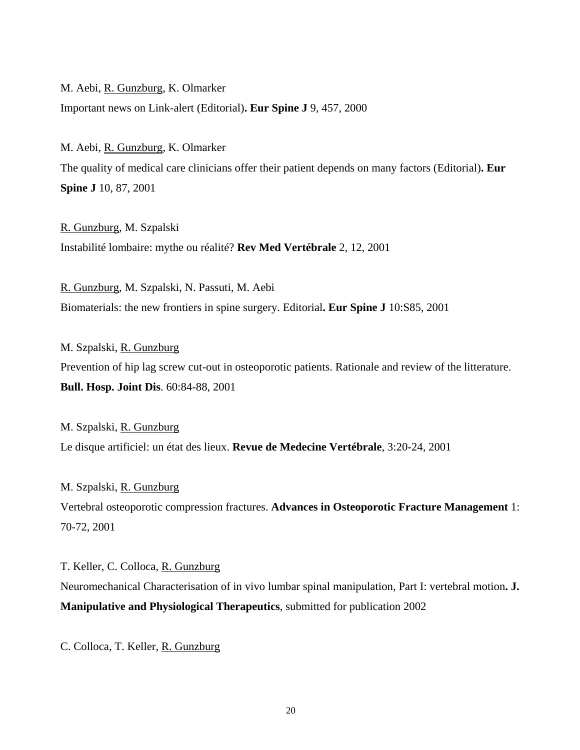M. Aebi, <u>R. Gunzburg</u>, K. Olmarker
Important news on Link-alert (Editorial)**. Eur Spine J** 9, 457, 2000

M. Aebi, <u>R. Gunzburg</u>, K. Olmarker
The quality of medical care clinicians offer their patient depends on many factors (Editorial)**. Eur Spine J** 10, 87, 2001

<u>R. Gunzburg</u>, M. Szpalski
Instabilité lombaire: mythe ou réalité? **Rev Med Vertébrale** 2, 12, 2001

<u>R. Gunzburg</u>, M. Szpalski, N. Passuti, M. Aebi
Biomaterials: the new frontiers in spine surgery. Editorial**. Eur Spine J** 10:S85, 2001

M. Szpalski, <u>R. Gunzburg</u>
Prevention of hip lag screw cut-out in osteoporotic patients. Rationale and review of the litterature. **Bull. Hosp. Joint Dis**. 60:84-88, 2001

M. Szpalski, <u>R. Gunzburg</u>
Le disque artificiel: un état des lieux. **Revue de Medecine Vertébrale**, 3:20-24, 2001

M. Szpalski, <u>R. Gunzburg</u>
Vertebral osteoporotic compression fractures. **Advances in Osteoporotic Fracture Management** 1: 70-72, 2001

T. Keller, C. Colloca, <u>R. Gunzburg</u>
Neuromechanical Characterisation of in vivo lumbar spinal manipulation, Part I: vertebral motion**. J. Manipulative and Physiological Therapeutics**, submitted for publication 2002

C. Colloca, T. Keller, <u>R. Gunzburg</u>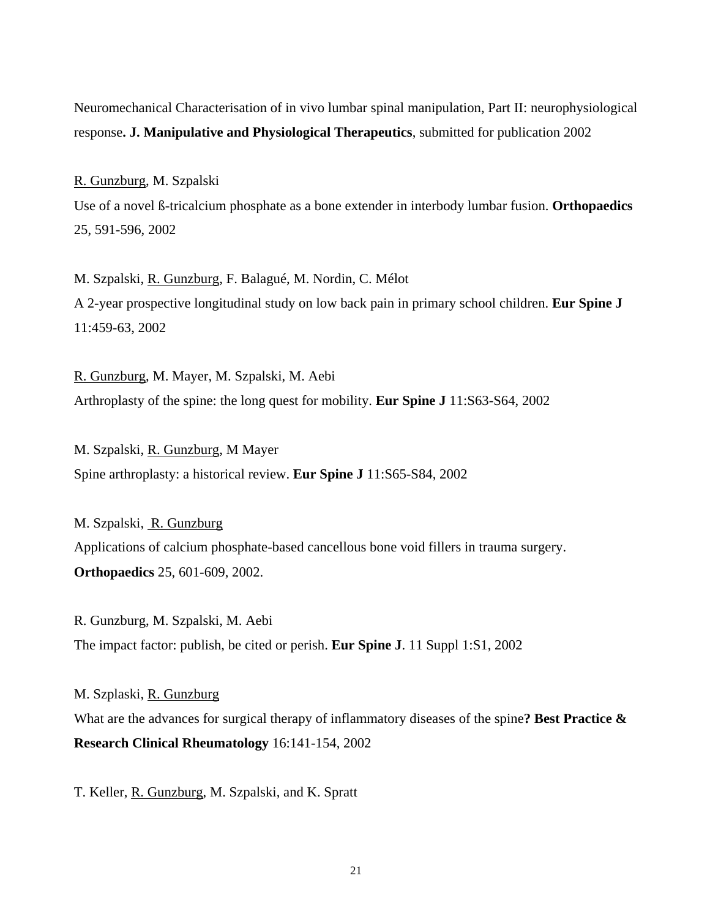Neuromechanical Characterisation of in vivo lumbar spinal manipulation, Part II: neurophysiological response**. J. Manipulative and Physiological Therapeutics**, submitted for publication 2002

<u>R. Gunzburg</u>, M. Szpalski
Use of a novel ß-tricalcium phosphate as a bone extender in interbody lumbar fusion. **Orthopaedics** 25, 591-596, 2002

M. Szpalski, <u>R. Gunzburg</u>, F. Balagué, M. Nordin, C. Mélot
A 2-year prospective longitudinal study on low back pain in primary school children. **Eur Spine J** 11:459-63, 2002

<u>R. Gunzburg</u>, M. Mayer, M. Szpalski, M. Aebi
Arthroplasty of the spine: the long quest for mobility. **Eur Spine J** 11:S63-S64, 2002

M. Szpalski, <u>R. Gunzburg</u>, M Mayer
Spine arthroplasty: a historical review. **Eur Spine J** 11:S65-S84, 2002

M. Szpalski, <u>R. Gunzburg</u>
Applications of calcium phosphate-based cancellous bone void fillers in trauma surgery. **Orthopaedics** 25, 601-609, 2002.

R. Gunzburg, M. Szpalski, M. Aebi
The impact factor: publish, be cited or perish. **Eur Spine J**. 11 Suppl 1:S1, 2002

M. Szplaski, <u>R. Gunzburg</u>
What are the advances for surgical therapy of inflammatory diseases of the spine**? Best Practice & Research Clinical Rheumatology** 16:141-154, 2002

T. Keller, <u>R. Gunzburg</u>, M. Szpalski, and K. Spratt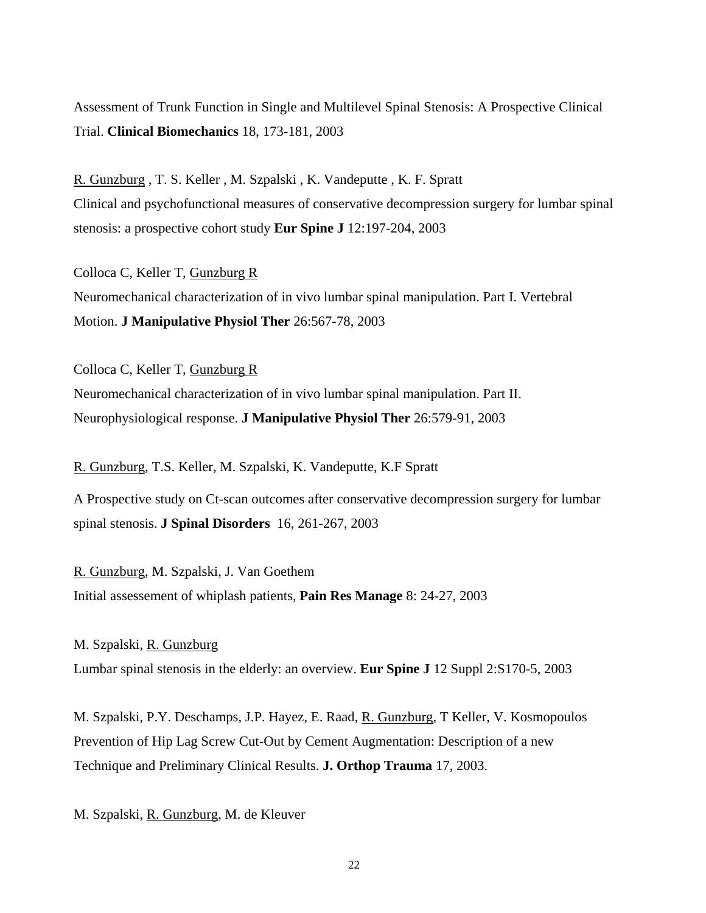Assessment of Trunk Function in Single and Multilevel Spinal Stenosis: A Prospective Clinical Trial. **Clinical Biomechanics** 18, 173-181, 2003

R. Gunzburg , T. S. Keller , M. Szpalski , K. Vandeputte , K. F. Spratt
Clinical and psychofunctional measures of conservative decompression surgery for lumbar spinal stenosis: a prospective cohort study **Eur Spine J** 12:197-204, 2003

Colloca C, Keller T, Gunzburg R
Neuromechanical characterization of in vivo lumbar spinal manipulation. Part I. Vertebral Motion. **J Manipulative Physiol Ther** 26:567-78, 2003

Colloca C, Keller T, Gunzburg R
Neuromechanical characterization of in vivo lumbar spinal manipulation. Part II. Neurophysiological response. **J Manipulative Physiol Ther** 26:579-91, 2003

R. Gunzburg, T.S. Keller, M. Szpalski, K. Vandeputte, K.F Spratt

A Prospective study on Ct-scan outcomes after conservative decompression surgery for lumbar spinal stenosis. **J Spinal Disorders** 16, 261-267, 2003

R. Gunzburg, M. Szpalski, J. Van Goethem
Initial assessement of whiplash patients, **Pain Res Manage** 8: 24-27, 2003

M. Szpalski, R. Gunzburg
Lumbar spinal stenosis in the elderly: an overview. **Eur Spine J** 12 Suppl 2:S170-5, 2003

M. Szpalski, P.Y. Deschamps, J.P. Hayez, E. Raad, R. Gunzburg, T Keller, V. Kosmopoulos
Prevention of Hip Lag Screw Cut-Out by Cement Augmentation: Description of a new Technique and Preliminary Clinical Results. **J. Orthop Trauma** 17, 2003.

M. Szpalski, R. Gunzburg, M. de Kleuver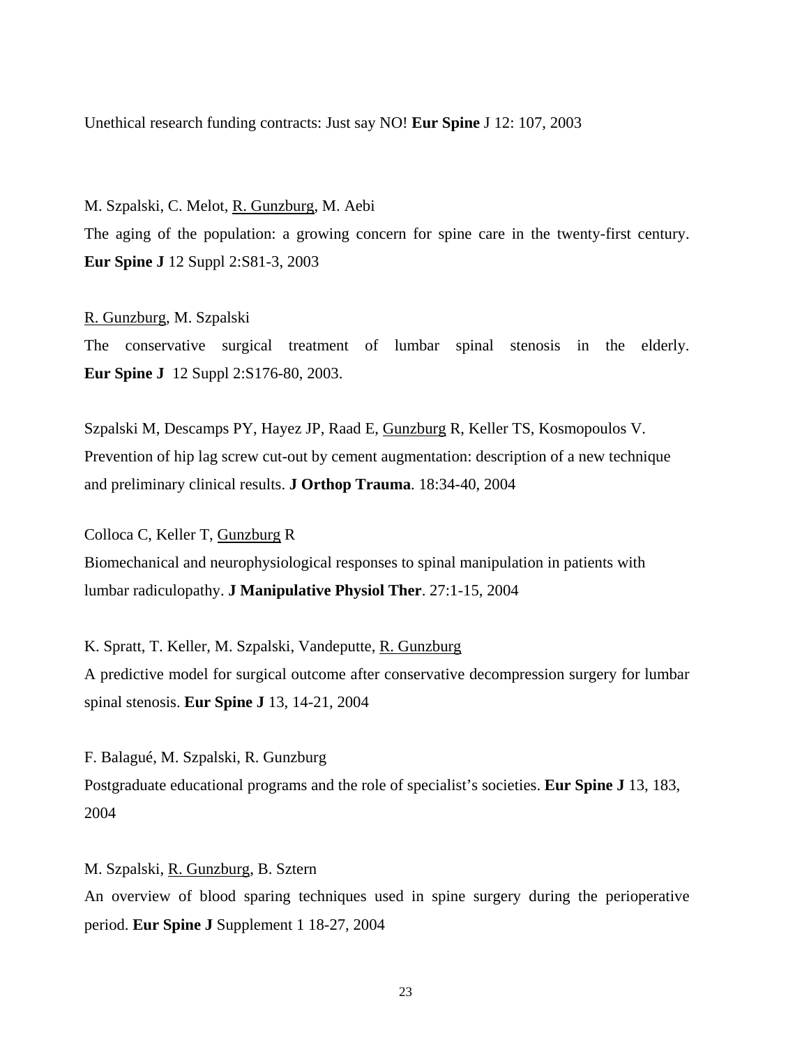Unethical research funding contracts: Just say NO! **Eur Spine** J 12: 107, 2003

M. Szpalski, C. Melot, <u>R. Gunzburg</u>, M. Aebi
The aging of the population: a growing concern for spine care in the twenty-first century. **Eur Spine J** 12 Suppl 2:S81-3, 2003

<u>R. Gunzburg</u>, M. Szpalski
The conservative surgical treatment of lumbar spinal stenosis in the elderly. **Eur Spine J** 12 Suppl 2:S176-80, 2003.

Szpalski M, Descamps PY, Hayez JP, Raad E, <u>Gunzburg</u> R, Keller TS, Kosmopoulos V.
Prevention of hip lag screw cut-out by cement augmentation: description of a new technique and preliminary clinical results. **J Orthop Trauma**. 18:34-40, 2004

Colloca C, Keller T, <u>Gunzburg</u> R
Biomechanical and neurophysiological responses to spinal manipulation in patients with lumbar radiculopathy. **J Manipulative Physiol Ther**. 27:1-15, 2004

K. Spratt, T. Keller, M. Szpalski, Vandeputte, <u>R. Gunzburg</u>
A predictive model for surgical outcome after conservative decompression surgery for lumbar spinal stenosis. **Eur Spine J** 13, 14-21, 2004

F. Balagué, M. Szpalski, R. Gunzburg
Postgraduate educational programs and the role of specialist's societies. **Eur Spine J** 13, 183, 2004

M. Szpalski, <u>R. Gunzburg</u>, B. Sztern
An overview of blood sparing techniques used in spine surgery during the perioperative period. **Eur Spine J** Supplement 1 18-27, 2004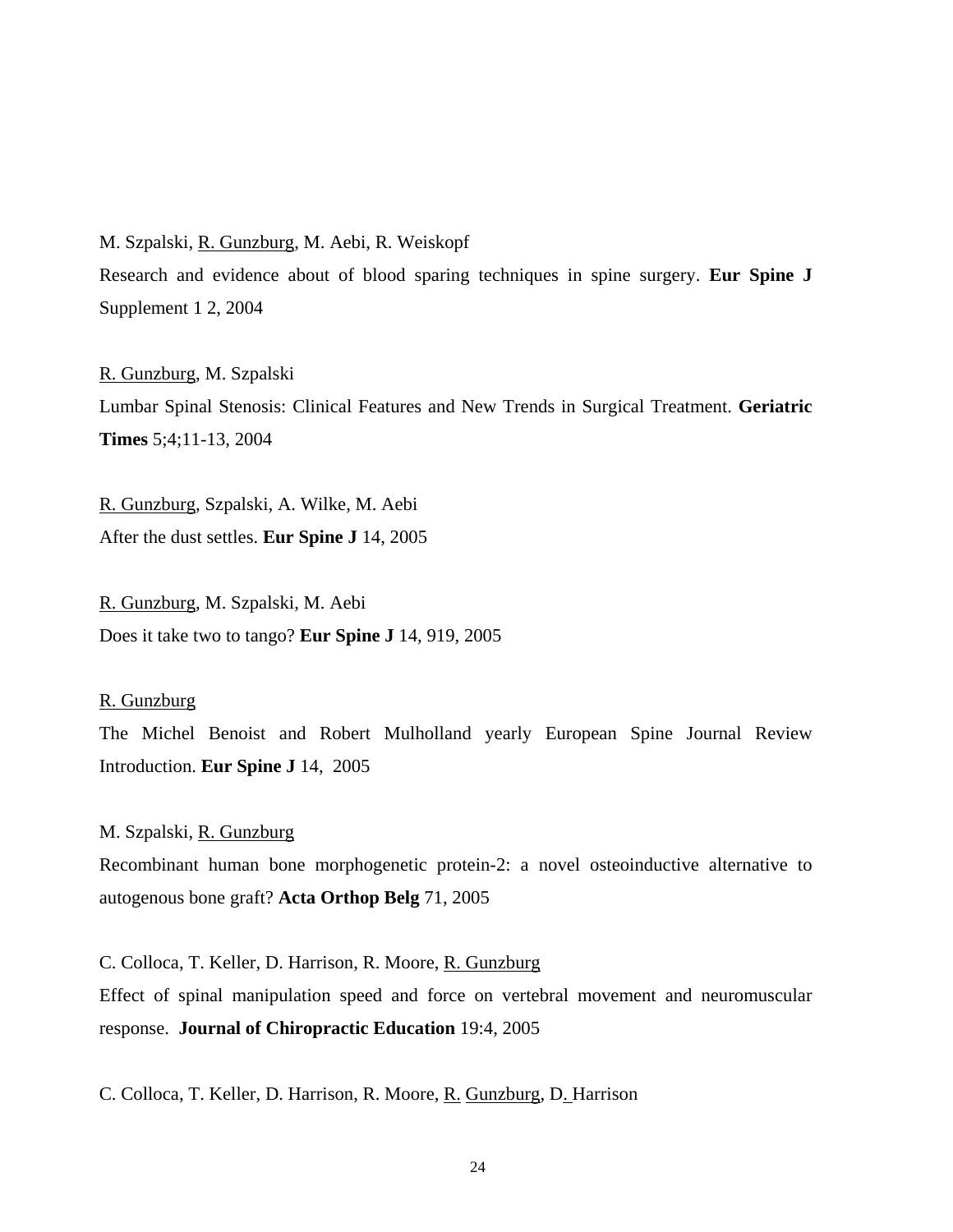M. Szpalski, <u>R. Gunzburg</u>, M. Aebi, R. Weiskopf
Research and evidence about of blood sparing techniques in spine surgery. **Eur Spine J** Supplement 1 2, 2004

<u>R. Gunzburg</u>, M. Szpalski
Lumbar Spinal Stenosis: Clinical Features and New Trends in Surgical Treatment. **Geriatric Times** 5;4;11-13, 2004

<u>R. Gunzburg</u>, Szpalski, A. Wilke, M. Aebi
After the dust settles. **Eur Spine J** 14, 2005

<u>R. Gunzburg</u>, M. Szpalski, M. Aebi
Does it take two to tango? **Eur Spine J** 14, 919, 2005

<u>R. Gunzburg</u>
The Michel Benoist and Robert Mulholland yearly European Spine Journal Review Introduction. **Eur Spine J** 14, 2005

M. Szpalski, <u>R. Gunzburg</u>
Recombinant human bone morphogenetic protein-2: a novel osteoinductive alternative to autogenous bone graft? **Acta Orthop Belg** 71, 2005

C. Colloca, T. Keller, D. Harrison, R. Moore, <u>R. Gunzburg</u>
Effect of spinal manipulation speed and force on vertebral movement and neuromuscular response. **Journal of Chiropractic Education** 19:4, 2005

C. Colloca, T. Keller, D. Harrison, R. Moore, <u>R. Gunzburg</u>, D. Harrison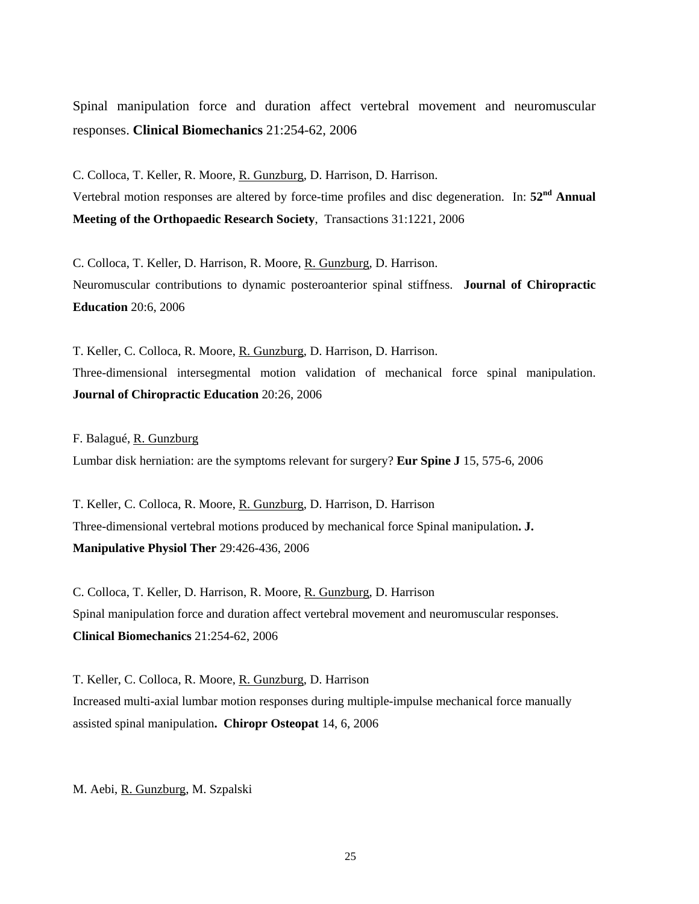Spinal manipulation force and duration affect vertebral movement and neuromuscular responses. **Clinical Biomechanics** 21:254-62, 2006

C. Colloca, T. Keller, R. Moore, R. Gunzburg, D. Harrison, D. Harrison.
Vertebral motion responses are altered by force-time profiles and disc degeneration. In: **52nd Annual Meeting of the Orthopaedic Research Society**, Transactions 31:1221, 2006

C. Colloca, T. Keller, D. Harrison, R. Moore, R. Gunzburg, D. Harrison.
Neuromuscular contributions to dynamic posteroanterior spinal stiffness. **Journal of Chiropractic Education** 20:6, 2006

T. Keller, C. Colloca, R. Moore, R. Gunzburg, D. Harrison, D. Harrison.
Three-dimensional intersegmental motion validation of mechanical force spinal manipulation. **Journal of Chiropractic Education** 20:26, 2006

F. Balagué, R. Gunzburg
Lumbar disk herniation: are the symptoms relevant for surgery? **Eur Spine J** 15, 575-6, 2006

T. Keller, C. Colloca, R. Moore, R. Gunzburg, D. Harrison, D. Harrison
Three-dimensional vertebral motions produced by mechanical force Spinal manipulation**. J. Manipulative Physiol Ther** 29:426-436, 2006

C. Colloca, T. Keller, D. Harrison, R. Moore, R. Gunzburg, D. Harrison
Spinal manipulation force and duration affect vertebral movement and neuromuscular responses. **Clinical Biomechanics** 21:254-62, 2006

T. Keller, C. Colloca, R. Moore, R. Gunzburg, D. Harrison
Increased multi-axial lumbar motion responses during multiple-impulse mechanical force manually assisted spinal manipulation**. Chiropr Osteopat** 14, 6, 2006

M. Aebi, R. Gunzburg, M. Szpalski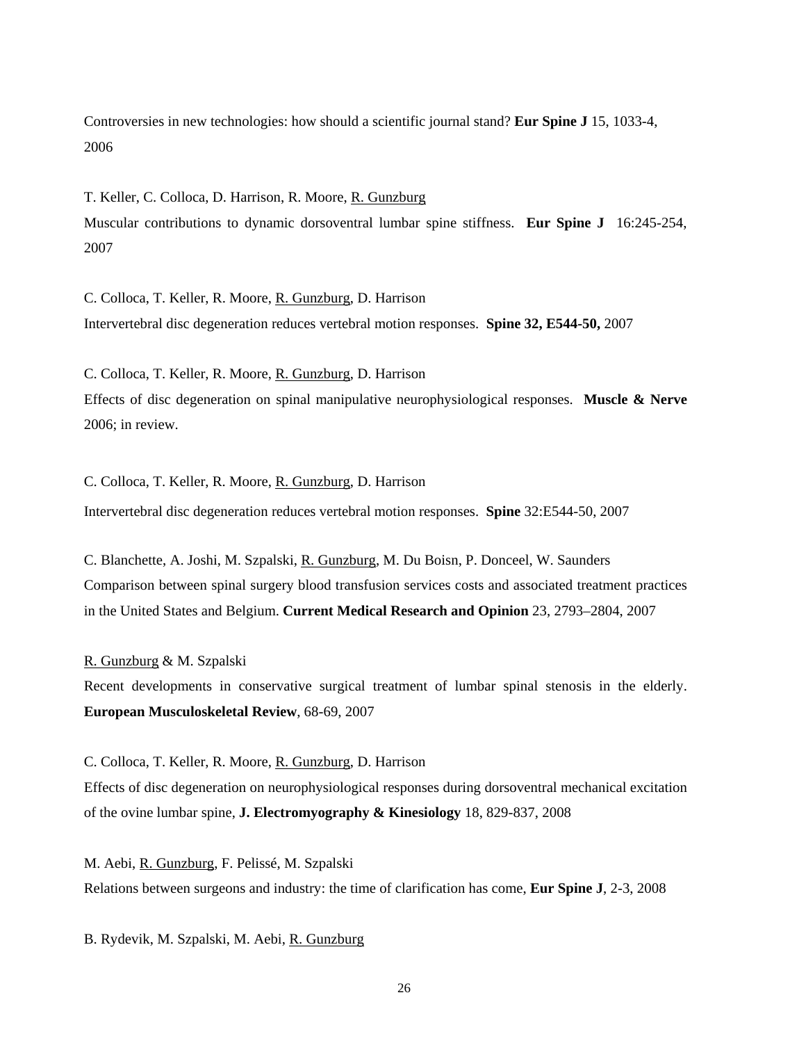Controversies in new technologies: how should a scientific journal stand? **Eur Spine J** 15, 1033-4, 2006

T. Keller, C. Colloca, D. Harrison, R. Moore, <u>R. Gunzburg</u>
Muscular contributions to dynamic dorsoventral lumbar spine stiffness. **Eur Spine J** 16:245-254, 2007

C. Colloca, T. Keller, R. Moore, <u>R. Gunzburg</u>, D. Harrison
Intervertebral disc degeneration reduces vertebral motion responses. **Spine 32, E544-50,** 2007

C. Colloca, T. Keller, R. Moore, <u>R. Gunzburg</u>, D. Harrison
Effects of disc degeneration on spinal manipulative neurophysiological responses. **Muscle & Nerve** 2006; in review.

C. Colloca, T. Keller, R. Moore, <u>R. Gunzburg</u>, D. Harrison
Intervertebral disc degeneration reduces vertebral motion responses. **Spine** 32:E544-50, 2007

C. Blanchette, A. Joshi, M. Szpalski, <u>R. Gunzburg</u>, M. Du Boisn, P. Donceel, W. Saunders
Comparison between spinal surgery blood transfusion services costs and associated treatment practices in the United States and Belgium. **Current Medical Research and Opinion** 23, 2793–2804, 2007

<u>R. Gunzburg</u> & M. Szpalski
Recent developments in conservative surgical treatment of lumbar spinal stenosis in the elderly. **European Musculoskeletal Review**, 68-69, 2007

C. Colloca, T. Keller, R. Moore, <u>R. Gunzburg</u>, D. Harrison
Effects of disc degeneration on neurophysiological responses during dorsoventral mechanical excitation of the ovine lumbar spine, **J. Electromyography & Kinesiology** 18, 829-837, 2008

M. Aebi, <u>R. Gunzburg</u>, F. Pelissé, M. Szpalski
Relations between surgeons and industry: the time of clarification has come, **Eur Spine J**, 2-3, 2008

B. Rydevik, M. Szpalski, M. Aebi, <u>R. Gunzburg</u>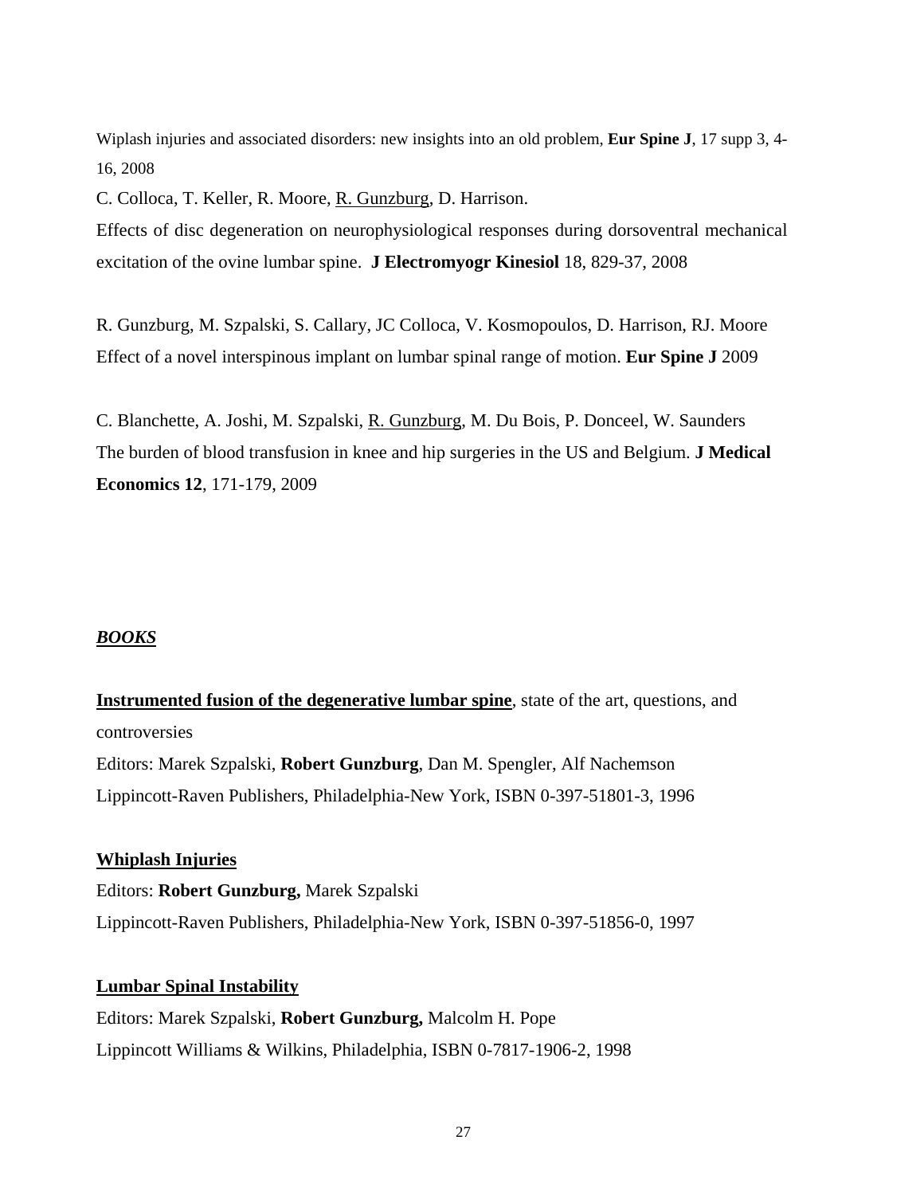Wiplash injuries and associated disorders: new insights into an old problem, **Eur Spine J**, 17 supp 3, 4-16, 2008

C. Colloca, T. Keller, R. Moore, R. Gunzburg, D. Harrison.
Effects of disc degeneration on neurophysiological responses during dorsoventral mechanical excitation of the ovine lumbar spine. **J Electromyogr Kinesiol** 18, 829-37, 2008

R. Gunzburg, M. Szpalski, S. Callary, JC Colloca, V. Kosmopoulos, D. Harrison, RJ. Moore
Effect of a novel interspinous implant on lumbar spinal range of motion. **Eur Spine J** 2009

C. Blanchette, A. Joshi, M. Szpalski, R. Gunzburg, M. Du Bois, P. Donceel, W. Saunders
The burden of blood transfusion in knee and hip surgeries in the US and Belgium. **J Medical Economics 12**, 171-179, 2009

## ***BOOKS***

**Instrumented fusion of the degenerative lumbar spine**, state of the art, questions, and controversies
Editors: Marek Szpalski, **Robert Gunzburg**, Dan M. Spengler, Alf Nachemson
Lippincott-Raven Publishers, Philadelphia-New York, ISBN 0-397-51801-3, 1996

**Whiplash Injuries**
Editors: **Robert Gunzburg,** Marek Szpalski
Lippincott-Raven Publishers, Philadelphia-New York, ISBN 0-397-51856-0, 1997

**Lumbar Spinal Instability**
Editors: Marek Szpalski, **Robert Gunzburg,** Malcolm H. Pope
Lippincott Williams & Wilkins, Philadelphia, ISBN 0-7817-1906-2, 1998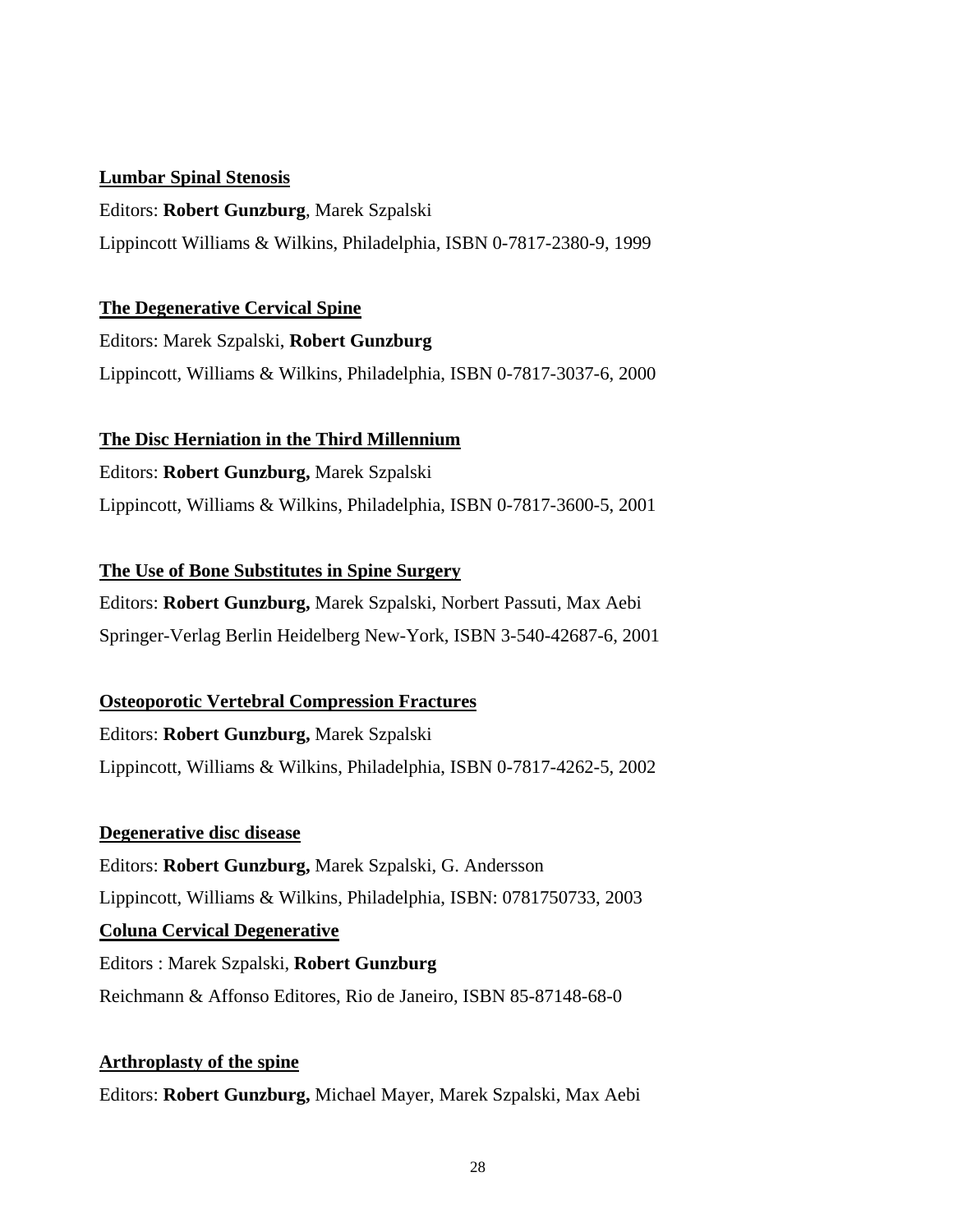**<u>Lumbar Spinal Stenosis</u>**

Editors: **Robert Gunzburg**, Marek Szpalski

Lippincott Williams & Wilkins, Philadelphia, ISBN 0-7817-2380-9, 1999

**<u>The Degenerative Cervical Spine</u>**

Editors: Marek Szpalski, **Robert Gunzburg**

Lippincott, Williams & Wilkins, Philadelphia, ISBN 0-7817-3037-6, 2000

**<u>The Disc Herniation in the Third Millennium</u>**

Editors: **Robert Gunzburg,** Marek Szpalski

Lippincott, Williams & Wilkins, Philadelphia, ISBN 0-7817-3600-5, 2001

**<u>The Use of Bone Substitutes in Spine Surgery</u>**

Editors: **Robert Gunzburg,** Marek Szpalski, Norbert Passuti, Max Aebi

Springer-Verlag Berlin Heidelberg New-York, ISBN 3-540-42687-6, 2001

**<u>Osteoporotic Vertebral Compression Fractures</u>**

Editors: **Robert Gunzburg,** Marek Szpalski

Lippincott, Williams & Wilkins, Philadelphia, ISBN 0-7817-4262-5, 2002

**<u>Degenerative disc disease</u>**

Editors: **Robert Gunzburg,** Marek Szpalski, G. Andersson

Lippincott, Williams & Wilkins, Philadelphia, ISBN: 0781750733, 2003

**<u>Coluna Cervical Degenerative</u>**

Editors : Marek Szpalski, **Robert Gunzburg**

Reichmann & Affonso Editores, Rio de Janeiro, ISBN 85-87148-68-0

**<u>Arthroplasty of the spine</u>**

Editors: **Robert Gunzburg,** Michael Mayer, Marek Szpalski, Max Aebi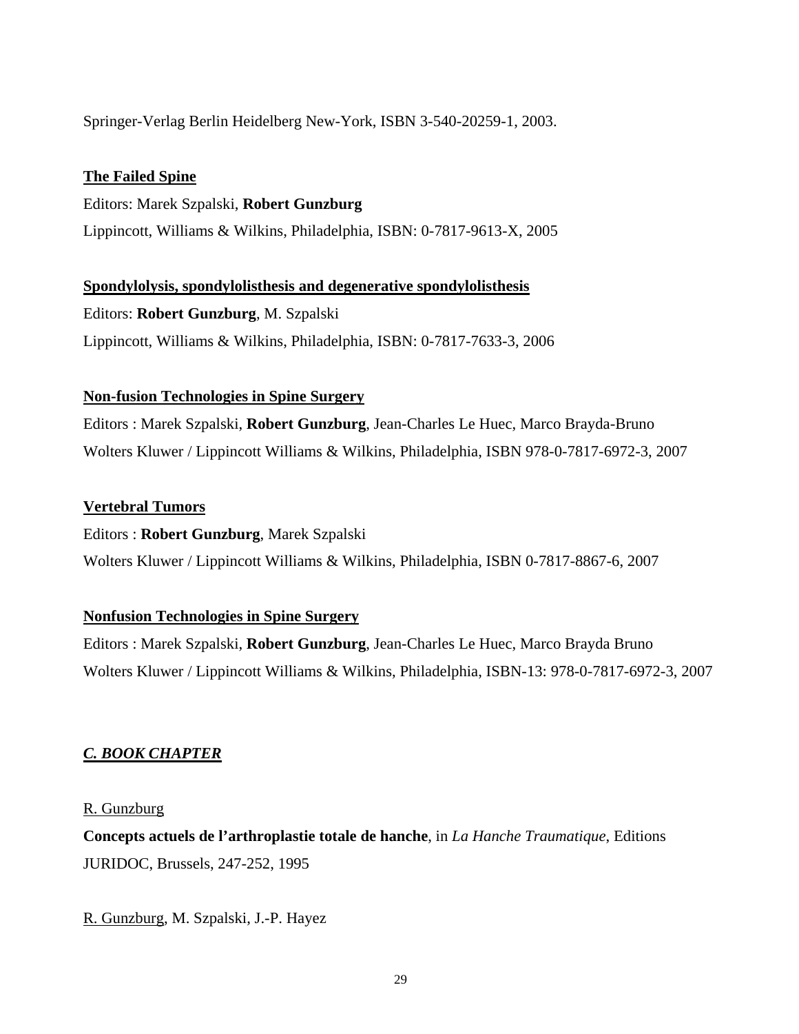Springer-Verlag Berlin Heidelberg New-York, ISBN 3-540-20259-1, 2003.

**The Failed Spine**

Editors: Marek Szpalski, **Robert Gunzburg**

Lippincott, Williams & Wilkins, Philadelphia, ISBN: 0-7817-9613-X, 2005

**Spondylolysis, spondylolisthesis and degenerative spondylolisthesis**

Editors: **Robert Gunzburg**, M. Szpalski

Lippincott, Williams & Wilkins, Philadelphia, ISBN: 0-7817-7633-3, 2006

**Non-fusion Technologies in Spine Surgery**

Editors : Marek Szpalski, **Robert Gunzburg**, Jean-Charles Le Huec, Marco Brayda-Bruno

Wolters Kluwer / Lippincott Williams & Wilkins, Philadelphia, ISBN 978-0-7817-6972-3, 2007

**Vertebral Tumors**

Editors : **Robert Gunzburg**, Marek Szpalski

Wolters Kluwer / Lippincott Williams & Wilkins, Philadelphia, ISBN 0-7817-8867-6, 2007

**Nonfusion Technologies in Spine Surgery**

Editors : Marek Szpalski, **Robert Gunzburg**, Jean-Charles Le Huec, Marco Brayda Bruno

Wolters Kluwer / Lippincott Williams & Wilkins, Philadelphia, ISBN-13: 978-0-7817-6972-3, 2007

## *C. BOOK CHAPTER*

R. Gunzburg

**Concepts actuels de l'arthroplastie totale de hanche**, in *La Hanche Traumatique*, Editions JURIDOC, Brussels, 247-252, 1995

R. Gunzburg, M. Szpalski, J.-P. Hayez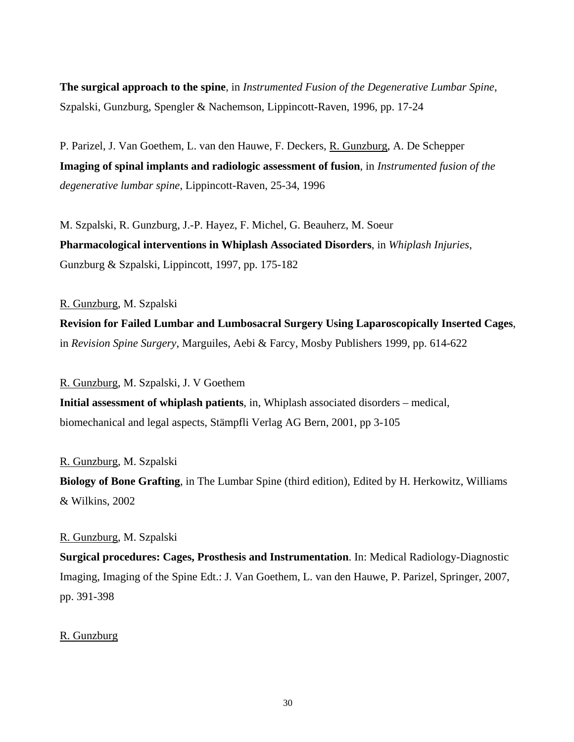**The surgical approach to the spine**, in *Instrumented Fusion of the Degenerative Lumbar Spine*, Szpalski, Gunzburg, Spengler & Nachemson, Lippincott-Raven, 1996, pp. 17-24

P. Parizel, J. Van Goethem, L. van den Hauwe, F. Deckers, <u>R. Gunzburg</u>, A. De Schepper
**Imaging of spinal implants and radiologic assessment of fusion**, in *Instrumented fusion of the degenerative lumbar spine*, Lippincott-Raven, 25-34, 1996

M. Szpalski, R. Gunzburg, J.-P. Hayez, F. Michel, G. Beauherz, M. Soeur
**Pharmacological interventions in Whiplash Associated Disorders**, in *Whiplash Injuries*, Gunzburg & Szpalski, Lippincott, 1997, pp. 175-182

<u>R. Gunzburg</u>, M. Szpalski
**Revision for Failed Lumbar and Lumbosacral Surgery Using Laparoscopically Inserted Cages**, in *Revision Spine Surgery*, Marguiles, Aebi & Farcy, Mosby Publishers 1999, pp. 614-622

<u>R. Gunzburg</u>, M. Szpalski, J. V Goethem
**Initial assessment of whiplash patients**, in, Whiplash associated disorders – medical, biomechanical and legal aspects, Stämpfli Verlag AG Bern, 2001, pp 3-105

<u>R. Gunzburg</u>, M. Szpalski
**Biology of Bone Grafting**, in The Lumbar Spine (third edition), Edited by H. Herkowitz, Williams & Wilkins, 2002

<u>R. Gunzburg</u>, M. Szpalski
**Surgical procedures: Cages, Prosthesis and Instrumentation**. In: Medical Radiology-Diagnostic Imaging, Imaging of the Spine Edt.: J. Van Goethem, L. van den Hauwe, P. Parizel, Springer, 2007, pp. 391-398

<u>R. Gunzburg</u>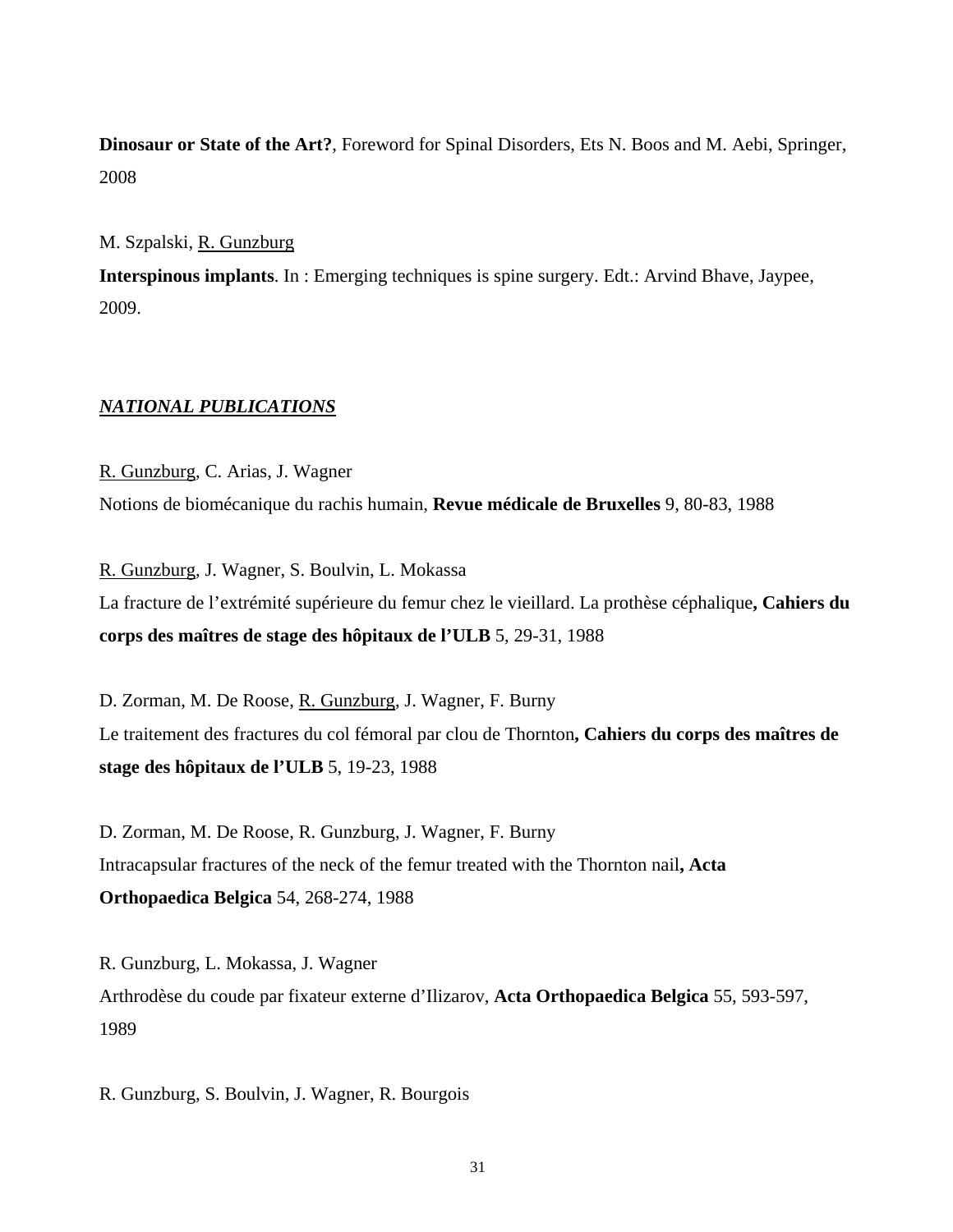**Dinosaur or State of the Art?**, Foreword for Spinal Disorders, Ets N. Boos and M. Aebi, Springer, 2008

M. Szpalski, <u>R. Gunzburg</u>
**Interspinous implants**. In : Emerging techniques is spine surgery. Edt.: Arvind Bhave, Jaypee, 2009.

***<u>NATIONAL PUBLICATIONS</u>***

<u>R. Gunzburg</u>, C. Arias, J. Wagner
Notions de biomécanique du rachis humain, **Revue médicale de Bruxelles** 9, 80-83, 1988

<u>R. Gunzburg</u>, J. Wagner, S. Boulvin, L. Mokassa
La fracture de l'extrémité supérieure du femur chez le vieillard. La prothèse céphalique**, Cahiers du corps des maîtres de stage des hôpitaux de l'ULB** 5, 29-31, 1988

D. Zorman, M. De Roose, <u>R. Gunzburg</u>, J. Wagner, F. Burny
Le traitement des fractures du col fémoral par clou de Thornton**, Cahiers du corps des maîtres de stage des hôpitaux de l'ULB** 5, 19-23, 1988

D. Zorman, M. De Roose, R. Gunzburg, J. Wagner, F. Burny
Intracapsular fractures of the neck of the femur treated with the Thornton nail**, Acta Orthopaedica Belgica** 54, 268-274, 1988

R. Gunzburg, L. Mokassa, J. Wagner
Arthrodèse du coude par fixateur externe d'Ilizarov, **Acta Orthopaedica Belgica** 55, 593-597, 1989

R. Gunzburg, S. Boulvin, J. Wagner, R. Bourgois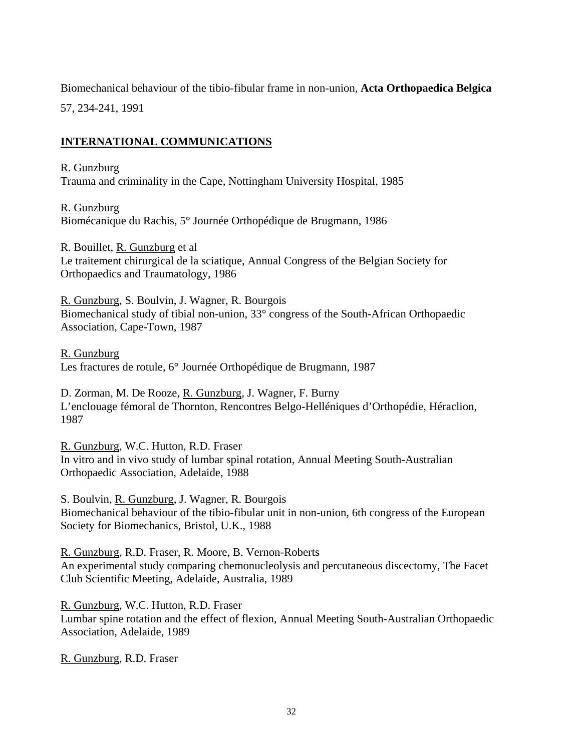Biomechanical behaviour of the tibio-fibular frame in non-union, **Acta Orthopaedica Belgica** 57, 234-241, 1991

## INTERNATIONAL COMMUNICATIONS

<u>R. Gunzburg</u>
Trauma and criminality in the Cape, Nottingham University Hospital, 1985

<u>R. Gunzburg</u>
Biomécanique du Rachis, 5° Journée Orthopédique de Brugmann, 1986

R. Bouillet, <u>R. Gunzburg</u> et al
Le traitement chirurgical de la sciatique, Annual Congress of the Belgian Society for Orthopaedics and Traumatology, 1986

<u>R. Gunzburg</u>, S. Boulvin, J. Wagner, R. Bourgois
Biomechanical study of tibial non-union, 33° congress of the South-African Orthopaedic Association, Cape-Town, 1987

<u>R. Gunzburg</u>
Les fractures de rotule, 6° Journée Orthopédique de Brugmann, 1987

D. Zorman, M. De Rooze, <u>R. Gunzburg</u>, J. Wagner, F. Burny
L'enclouage fémoral de Thornton, Rencontres Belgo-Helléniques d'Orthopédie, Héraclion, 1987

<u>R. Gunzburg</u>, W.C. Hutton, R.D. Fraser
In vitro and in vivo study of lumbar spinal rotation, Annual Meeting South-Australian Orthopaedic Association, Adelaide, 1988

S. Boulvin, <u>R. Gunzburg</u>, J. Wagner, R. Bourgois
Biomechanical behaviour of the tibio-fibular unit in non-union, 6th congress of the European Society for Biomechanics, Bristol, U.K., 1988

<u>R. Gunzburg</u>, R.D. Fraser, R. Moore, B. Vernon-Roberts
An experimental study comparing chemonucleolysis and percutaneous discectomy, The Facet Club Scientific Meeting, Adelaide, Australia, 1989

<u>R. Gunzburg</u>, W.C. Hutton, R.D. Fraser
Lumbar spine rotation and the effect of flexion, Annual Meeting South-Australian Orthopaedic Association, Adelaide, 1989

<u>R. Gunzburg</u>, R.D. Fraser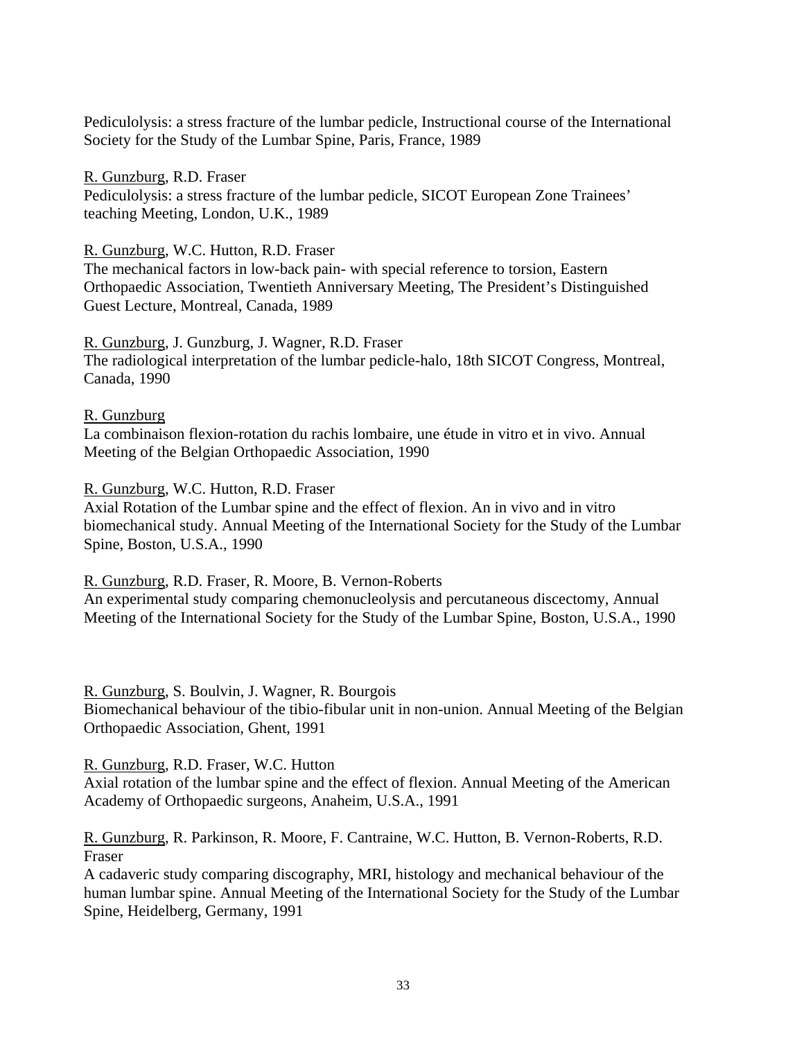Pediculolysis: a stress fracture of the lumbar pedicle, Instructional course of the International Society for the Study of the Lumbar Spine, Paris, France, 1989

<u>R. Gunzburg</u>, R.D. Fraser
Pediculolysis: a stress fracture of the lumbar pedicle, SICOT European Zone Trainees' teaching Meeting, London, U.K., 1989

<u>R. Gunzburg</u>, W.C. Hutton, R.D. Fraser
The mechanical factors in low-back pain- with special reference to torsion, Eastern Orthopaedic Association, Twentieth Anniversary Meeting, The President's Distinguished Guest Lecture, Montreal, Canada, 1989

<u>R. Gunzburg</u>, J. Gunzburg, J. Wagner, R.D. Fraser
The radiological interpretation of the lumbar pedicle-halo, 18th SICOT Congress, Montreal, Canada, 1990

<u>R. Gunzburg</u>
La combinaison flexion-rotation du rachis lombaire, une étude in vitro et in vivo. Annual Meeting of the Belgian Orthopaedic Association, 1990

<u>R. Gunzburg</u>, W.C. Hutton, R.D. Fraser
Axial Rotation of the Lumbar spine and the effect of flexion. An in vivo and in vitro biomechanical study. Annual Meeting of the International Society for the Study of the Lumbar Spine, Boston, U.S.A., 1990

<u>R. Gunzburg</u>, R.D. Fraser, R. Moore, B. Vernon-Roberts
An experimental study comparing chemonucleolysis and percutaneous discectomy, Annual Meeting of the International Society for the Study of the Lumbar Spine, Boston, U.S.A., 1990

<u>R. Gunzburg</u>, S. Boulvin, J. Wagner, R. Bourgois
Biomechanical behaviour of the tibio-fibular unit in non-union. Annual Meeting of the Belgian Orthopaedic Association, Ghent, 1991

<u>R. Gunzburg</u>, R.D. Fraser, W.C. Hutton
Axial rotation of the lumbar spine and the effect of flexion. Annual Meeting of the American Academy of Orthopaedic surgeons, Anaheim, U.S.A., 1991

<u>R. Gunzburg</u>, R. Parkinson, R. Moore, F. Cantraine, W.C. Hutton, B. Vernon-Roberts, R.D. Fraser
A cadaveric study comparing discography, MRI, histology and mechanical behaviour of the human lumbar spine. Annual Meeting of the International Society for the Study of the Lumbar Spine, Heidelberg, Germany, 1991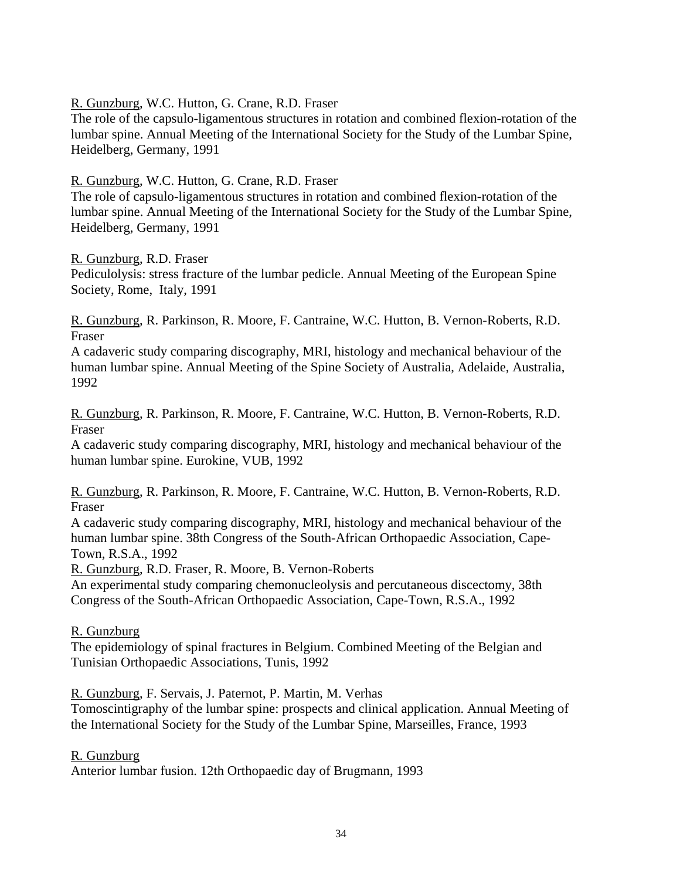<u>R. Gunzburg</u>, W.C. Hutton, G. Crane, R.D. Fraser
The role of the capsulo-ligamentous structures in rotation and combined flexion-rotation of the lumbar spine. Annual Meeting of the International Society for the Study of the Lumbar Spine, Heidelberg, Germany, 1991

<u>R. Gunzburg</u>, W.C. Hutton, G. Crane, R.D. Fraser
The role of capsulo-ligamentous structures in rotation and combined flexion-rotation of the lumbar spine. Annual Meeting of the International Society for the Study of the Lumbar Spine, Heidelberg, Germany, 1991

<u>R. Gunzburg</u>, R.D. Fraser
Pediculolysis: stress fracture of the lumbar pedicle. Annual Meeting of the European Spine Society, Rome, Italy, 1991

<u>R. Gunzburg</u>, R. Parkinson, R. Moore, F. Cantraine, W.C. Hutton, B. Vernon-Roberts, R.D. Fraser
A cadaveric study comparing discography, MRI, histology and mechanical behaviour of the human lumbar spine. Annual Meeting of the Spine Society of Australia, Adelaide, Australia, 1992

<u>R. Gunzburg</u>, R. Parkinson, R. Moore, F. Cantraine, W.C. Hutton, B. Vernon-Roberts, R.D. Fraser
A cadaveric study comparing discography, MRI, histology and mechanical behaviour of the human lumbar spine. Eurokine, VUB, 1992

<u>R. Gunzburg</u>, R. Parkinson, R. Moore, F. Cantraine, W.C. Hutton, B. Vernon-Roberts, R.D. Fraser
A cadaveric study comparing discography, MRI, histology and mechanical behaviour of the human lumbar spine. 38th Congress of the South-African Orthopaedic Association, Cape-Town, R.S.A., 1992
<u>R. Gunzburg</u>, R.D. Fraser, R. Moore, B. Vernon-Roberts
An experimental study comparing chemonucleolysis and percutaneous discectomy, 38th Congress of the South-African Orthopaedic Association, Cape-Town, R.S.A., 1992

<u>R. Gunzburg</u>
The epidemiology of spinal fractures in Belgium. Combined Meeting of the Belgian and Tunisian Orthopaedic Associations, Tunis, 1992

<u>R. Gunzburg</u>, F. Servais, J. Paternot, P. Martin, M. Verhas
Tomoscintigraphy of the lumbar spine: prospects and clinical application. Annual Meeting of the International Society for the Study of the Lumbar Spine, Marseilles, France, 1993

<u>R. Gunzburg</u>
Anterior lumbar fusion. 12th Orthopaedic day of Brugmann, 1993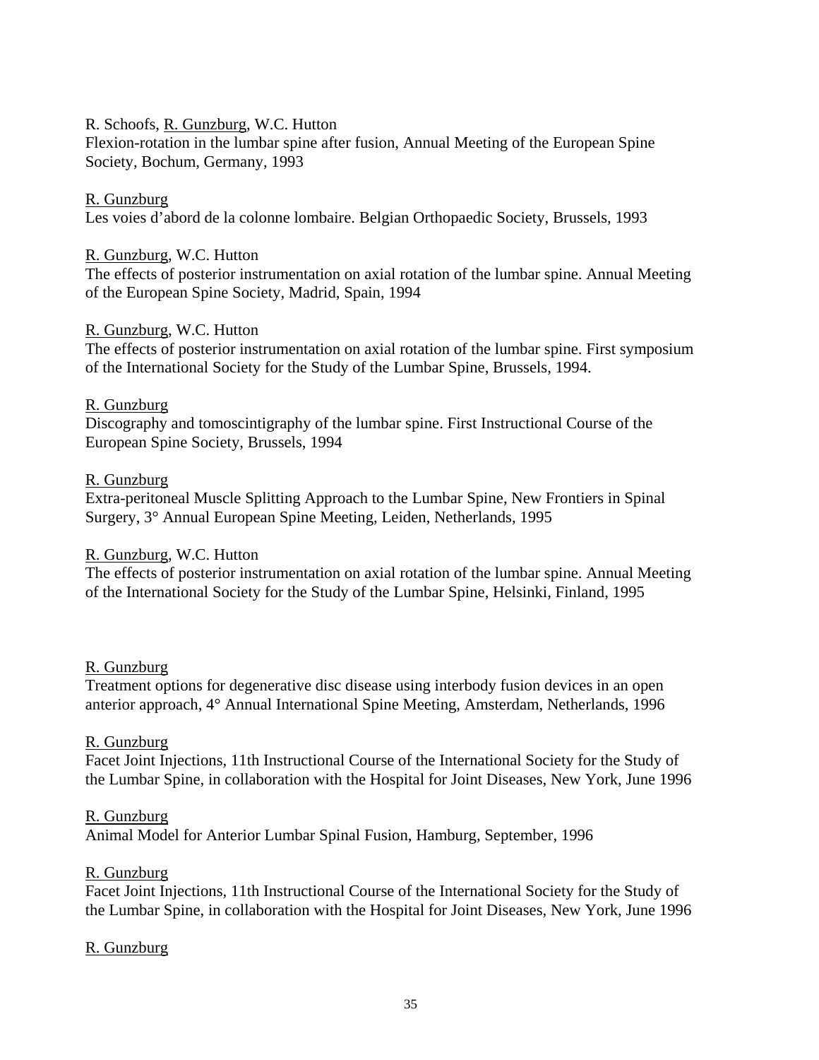R. Schoofs, <u>R. Gunzburg</u>, W.C. Hutton
Flexion-rotation in the lumbar spine after fusion, Annual Meeting of the European Spine Society, Bochum, Germany, 1993

<u>R. Gunzburg</u>
Les voies d'abord de la colonne lombaire. Belgian Orthopaedic Society, Brussels, 1993

<u>R. Gunzburg</u>, W.C. Hutton
The effects of posterior instrumentation on axial rotation of the lumbar spine. Annual Meeting of the European Spine Society, Madrid, Spain, 1994

<u>R. Gunzburg</u>, W.C. Hutton
The effects of posterior instrumentation on axial rotation of the lumbar spine. First symposium of the International Society for the Study of the Lumbar Spine, Brussels, 1994.

<u>R. Gunzburg</u>
Discography and tomoscintigraphy of the lumbar spine. First Instructional Course of the European Spine Society, Brussels, 1994

<u>R. Gunzburg</u>
Extra-peritoneal Muscle Splitting Approach to the Lumbar Spine, New Frontiers in Spinal Surgery, 3° Annual European Spine Meeting, Leiden, Netherlands, 1995

<u>R. Gunzburg</u>, W.C. Hutton
The effects of posterior instrumentation on axial rotation of the lumbar spine. Annual Meeting of the International Society for the Study of the Lumbar Spine, Helsinki, Finland, 1995

<u>R. Gunzburg</u>
Treatment options for degenerative disc disease using interbody fusion devices in an open anterior approach, 4° Annual International Spine Meeting, Amsterdam, Netherlands, 1996

<u>R. Gunzburg</u>
Facet Joint Injections, 11th Instructional Course of the International Society for the Study of the Lumbar Spine, in collaboration with the Hospital for Joint Diseases, New York, June 1996

<u>R. Gunzburg</u>
Animal Model for Anterior Lumbar Spinal Fusion, Hamburg, September, 1996

<u>R. Gunzburg</u>
Facet Joint Injections, 11th Instructional Course of the International Society for the Study of the Lumbar Spine, in collaboration with the Hospital for Joint Diseases, New York, June 1996

<u>R. Gunzburg</u>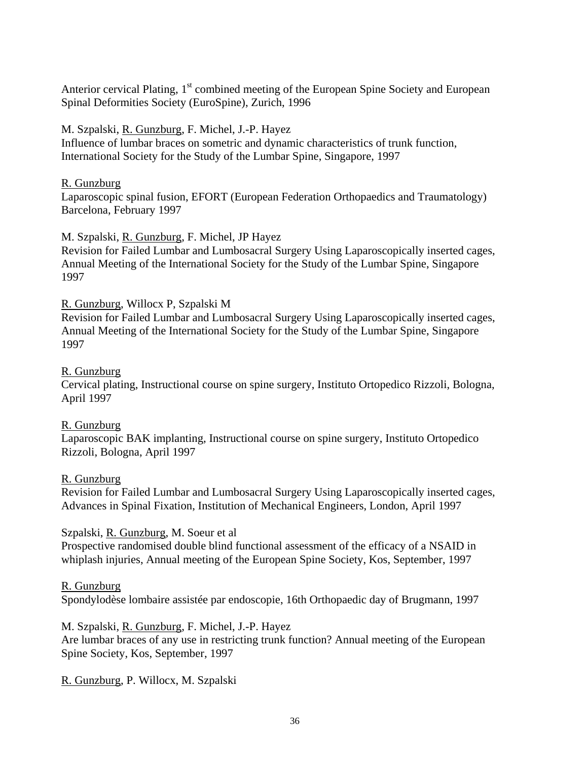Anterior cervical Plating, 1st combined meeting of the European Spine Society and European Spinal Deformities Society (EuroSpine), Zurich, 1996

M. Szpalski, R. Gunzburg, F. Michel, J.-P. Hayez
Influence of lumbar braces on sometric and dynamic characteristics of trunk function, International Society for the Study of the Lumbar Spine, Singapore, 1997

R. Gunzburg
Laparoscopic spinal fusion, EFORT (European Federation Orthopaedics and Traumatology) Barcelona, February 1997

M. Szpalski, R. Gunzburg, F. Michel, JP Hayez
Revision for Failed Lumbar and Lumbosacral Surgery Using Laparoscopically inserted cages, Annual Meeting of the International Society for the Study of the Lumbar Spine, Singapore 1997

R. Gunzburg, Willocx P, Szpalski M
Revision for Failed Lumbar and Lumbosacral Surgery Using Laparoscopically inserted cages, Annual Meeting of the International Society for the Study of the Lumbar Spine, Singapore 1997

R. Gunzburg
Cervical plating, Instructional course on spine surgery, Instituto Ortopedico Rizzoli, Bologna, April 1997

R. Gunzburg
Laparoscopic BAK implanting, Instructional course on spine surgery, Instituto Ortopedico Rizzoli, Bologna, April 1997

R. Gunzburg
Revision for Failed Lumbar and Lumbosacral Surgery Using Laparoscopically inserted cages, Advances in Spinal Fixation, Institution of Mechanical Engineers, London, April 1997

Szpalski, R. Gunzburg, M. Soeur et al
Prospective randomised double blind functional assessment of the efficacy of a NSAID in whiplash injuries, Annual meeting of the European Spine Society, Kos, September, 1997

R. Gunzburg
Spondylodèse lombaire assistée par endoscopie, 16th Orthopaedic day of Brugmann, 1997

M. Szpalski, R. Gunzburg, F. Michel, J.-P. Hayez
Are lumbar braces of any use in restricting trunk function? Annual meeting of the European Spine Society, Kos, September, 1997

R. Gunzburg, P. Willocx, M. Szpalski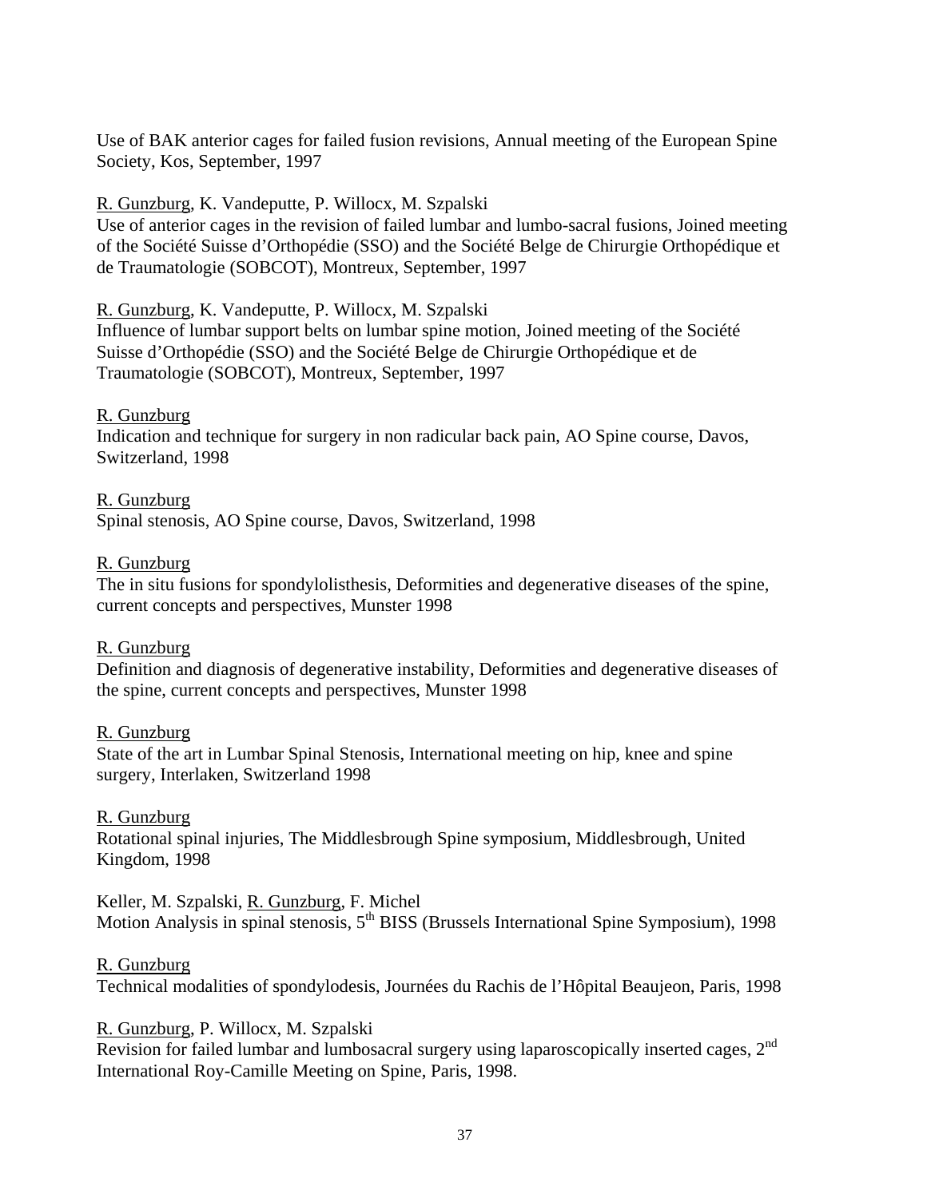Use of BAK anterior cages for failed fusion revisions, Annual meeting of the European Spine Society, Kos, September, 1997

<u>R. Gunzburg</u>, K. Vandeputte, P. Willocx, M. Szpalski
Use of anterior cages in the revision of failed lumbar and lumbo-sacral fusions, Joined meeting of the Société Suisse d'Orthopédie (SSO) and the Société Belge de Chirurgie Orthopédique et de Traumatologie (SOBCOT), Montreux, September, 1997

<u>R. Gunzburg</u>, K. Vandeputte, P. Willocx, M. Szpalski
Influence of lumbar support belts on lumbar spine motion, Joined meeting of the Société Suisse d'Orthopédie (SSO) and the Société Belge de Chirurgie Orthopédique et de Traumatologie (SOBCOT), Montreux, September, 1997

<u>R. Gunzburg</u>
Indication and technique for surgery in non radicular back pain, AO Spine course, Davos, Switzerland, 1998

<u>R. Gunzburg</u>
Spinal stenosis, AO Spine course, Davos, Switzerland, 1998

<u>R. Gunzburg</u>
The in situ fusions for spondylolisthesis, Deformities and degenerative diseases of the spine, current concepts and perspectives, Munster 1998

<u>R. Gunzburg</u>
Definition and diagnosis of degenerative instability, Deformities and degenerative diseases of the spine, current concepts and perspectives, Munster 1998

<u>R. Gunzburg</u>
State of the art in Lumbar Spinal Stenosis, International meeting on hip, knee and spine surgery, Interlaken, Switzerland 1998

<u>R. Gunzburg</u>
Rotational spinal injuries, The Middlesbrough Spine symposium, Middlesbrough, United Kingdom, 1998

Keller, M. Szpalski, <u>R. Gunzburg</u>, F. Michel
Motion Analysis in spinal stenosis, 5th BISS (Brussels International Spine Symposium), 1998

<u>R. Gunzburg</u>
Technical modalities of spondylodesis, Journées du Rachis de l'Hôpital Beaujeon, Paris, 1998

<u>R. Gunzburg</u>, P. Willocx, M. Szpalski
Revision for failed lumbar and lumbosacral surgery using laparoscopically inserted cages, 2nd International Roy-Camille Meeting on Spine, Paris, 1998.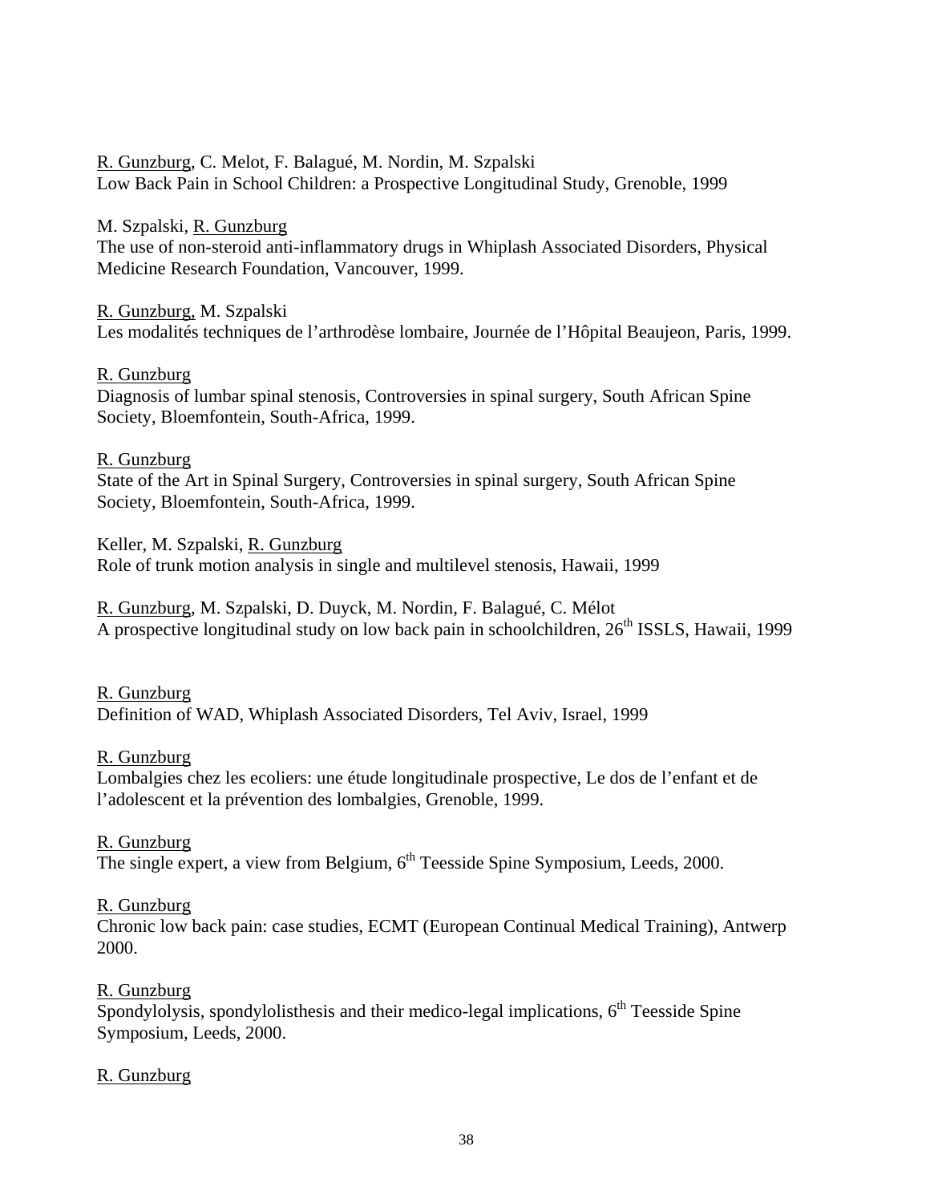<u>R. Gunzburg</u>, C. Melot, F. Balagué, M. Nordin, M. Szpalski
Low Back Pain in School Children: a Prospective Longitudinal Study, Grenoble, 1999

M. Szpalski, <u>R. Gunzburg</u>
The use of non-steroid anti-inflammatory drugs in Whiplash Associated Disorders, Physical Medicine Research Foundation, Vancouver, 1999.

<u>R. Gunzburg,</u> M. Szpalski
Les modalités techniques de l'arthrodèse lombaire, Journée de l'Hôpital Beaujeon, Paris, 1999.

<u>R. Gunzburg</u>
Diagnosis of lumbar spinal stenosis, Controversies in spinal surgery, South African Spine Society, Bloemfontein, South-Africa, 1999.

<u>R. Gunzburg</u>
State of the Art in Spinal Surgery, Controversies in spinal surgery, South African Spine Society, Bloemfontein, South-Africa, 1999.

Keller, M. Szpalski, <u>R. Gunzburg</u>
Role of trunk motion analysis in single and multilevel stenosis, Hawaii, 1999

<u>R. Gunzburg</u>, M. Szpalski, D. Duyck, M. Nordin, F. Balagué, C. Mélot
A prospective longitudinal study on low back pain in schoolchildren, 26th ISSLS, Hawaii, 1999

<u>R. Gunzburg</u>
Definition of WAD, Whiplash Associated Disorders, Tel Aviv, Israel, 1999

<u>R. Gunzburg</u>
Lombalgies chez les ecoliers: une étude longitudinale prospective, Le dos de l'enfant et de l'adolescent et la prévention des lombalgies, Grenoble, 1999.

<u>R. Gunzburg</u>
The single expert, a view from Belgium, 6th Teesside Spine Symposium, Leeds, 2000.

<u>R. Gunzburg</u>
Chronic low back pain: case studies, ECMT (European Continual Medical Training), Antwerp 2000.

<u>R. Gunzburg</u>
Spondylolysis, spondylolisthesis and their medico-legal implications, 6th Teesside Spine Symposium, Leeds, 2000.

<u>R. Gunzburg</u>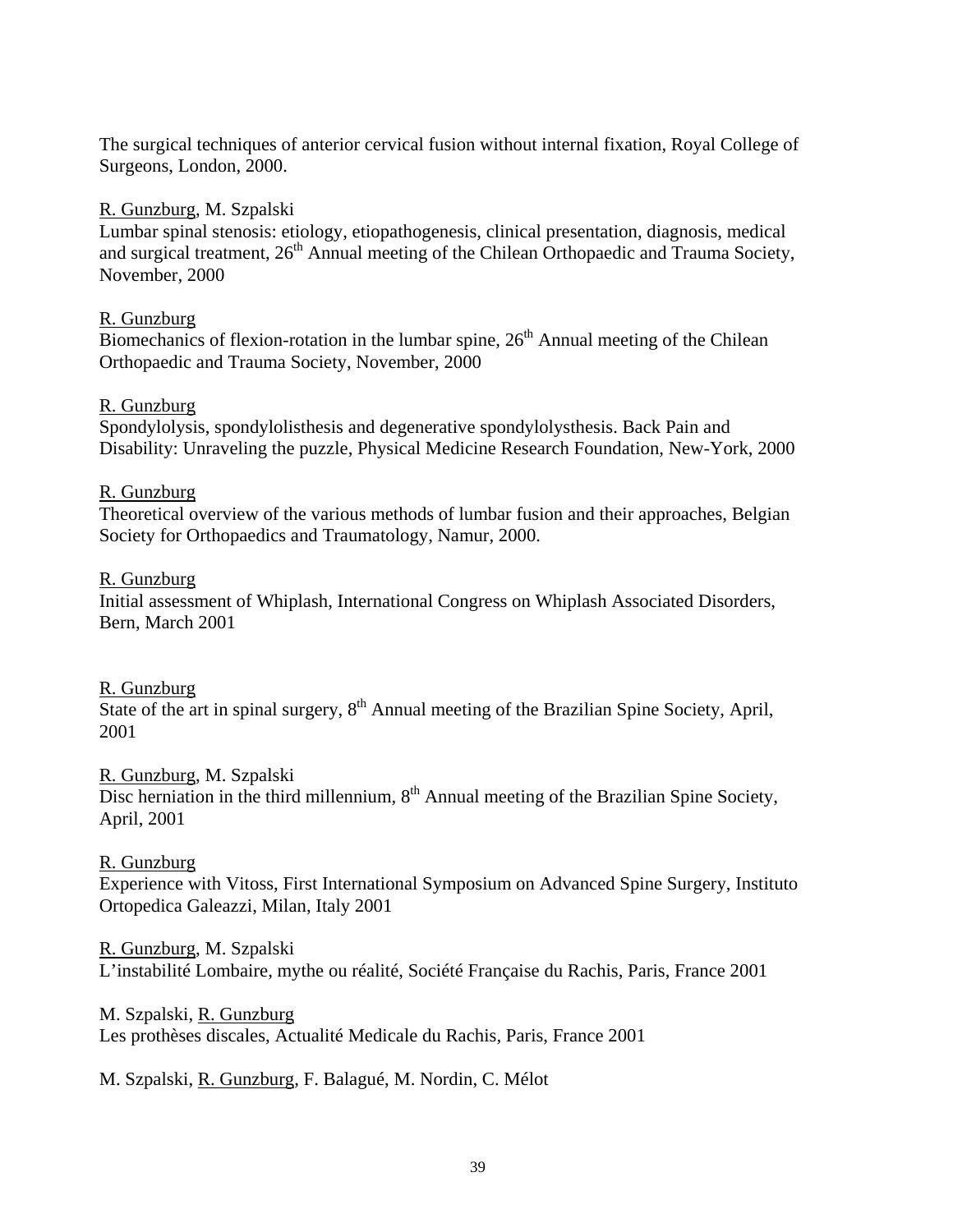The surgical techniques of anterior cervical fusion without internal fixation, Royal College of Surgeons, London, 2000.

<u>R. Gunzburg</u>, M. Szpalski
Lumbar spinal stenosis: etiology, etiopathogenesis, clinical presentation, diagnosis, medical and surgical treatment, 26th Annual meeting of the Chilean Orthopaedic and Trauma Society, November, 2000

<u>R. Gunzburg</u>
Biomechanics of flexion-rotation in the lumbar spine, 26th Annual meeting of the Chilean Orthopaedic and Trauma Society, November, 2000

<u>R. Gunzburg</u>
Spondylolysis, spondylolisthesis and degenerative spondylolysthesis. Back Pain and Disability: Unraveling the puzzle, Physical Medicine Research Foundation, New-York, 2000

<u>R. Gunzburg</u>
Theoretical overview of the various methods of lumbar fusion and their approaches, Belgian Society for Orthopaedics and Traumatology, Namur, 2000.

<u>R. Gunzburg</u>
Initial assessment of Whiplash, International Congress on Whiplash Associated Disorders, Bern, March 2001

<u>R. Gunzburg</u>
State of the art in spinal surgery, 8th Annual meeting of the Brazilian Spine Society, April, 2001

<u>R. Gunzburg</u>, M. Szpalski
Disc herniation in the third millennium, 8th Annual meeting of the Brazilian Spine Society, April, 2001

<u>R. Gunzburg</u>
Experience with Vitoss, First International Symposium on Advanced Spine Surgery, Instituto Ortopedica Galeazzi, Milan, Italy 2001

<u>R. Gunzburg</u>, M. Szpalski
L'instabilité Lombaire, mythe ou réalité, Société Française du Rachis, Paris, France 2001

M. Szpalski, <u>R. Gunzburg</u>
Les prothèses discales, Actualité Medicale du Rachis, Paris, France 2001

M. Szpalski, <u>R. Gunzburg</u>, F. Balagué, M. Nordin, C. Mélot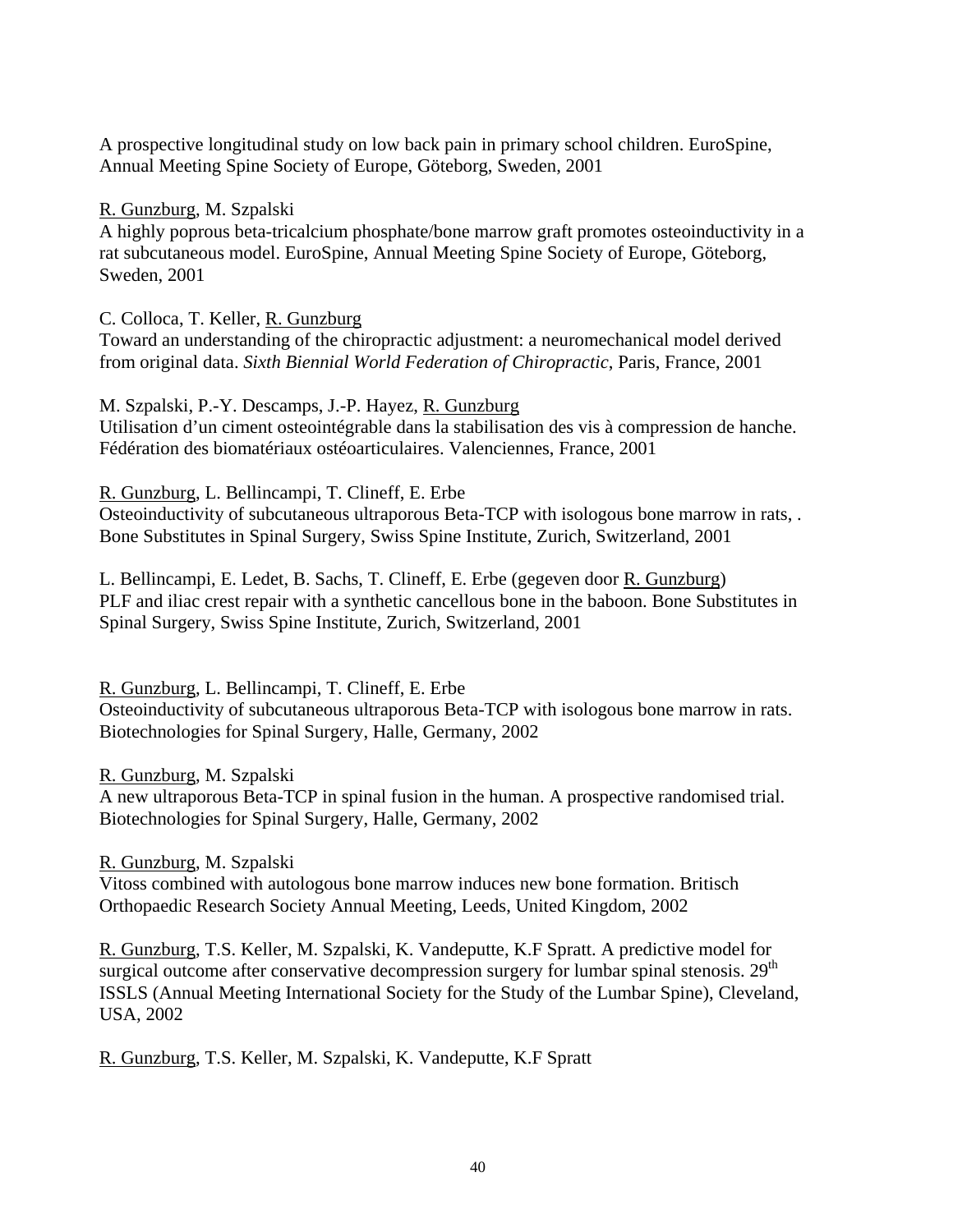A prospective longitudinal study on low back pain in primary school children. EuroSpine, Annual Meeting Spine Society of Europe, Göteborg, Sweden, 2001

R. Gunzburg, M. Szpalski
A highly poprous beta-tricalcium phosphate/bone marrow graft promotes osteoinductivity in a rat subcutaneous model. EuroSpine, Annual Meeting Spine Society of Europe, Göteborg, Sweden, 2001

C. Colloca, T. Keller, R. Gunzburg
Toward an understanding of the chiropractic adjustment: a neuromechanical model derived from original data. *Sixth Biennial World Federation of Chiropractic*, Paris, France, 2001

M. Szpalski, P.-Y. Descamps, J.-P. Hayez, R. Gunzburg
Utilisation d'un ciment osteointégrable dans la stabilisation des vis à compression de hanche. Fédération des biomatériaux ostéoarticulaires. Valenciennes, France, 2001

R. Gunzburg, L. Bellincampi, T. Clineff, E. Erbe
Osteoinductivity of subcutaneous ultraporous Beta-TCP with isologous bone marrow in rats, . Bone Substitutes in Spinal Surgery, Swiss Spine Institute, Zurich, Switzerland, 2001

L. Bellincampi, E. Ledet, B. Sachs, T. Clineff, E. Erbe (gegeven door R. Gunzburg)
PLF and iliac crest repair with a synthetic cancellous bone in the baboon. Bone Substitutes in Spinal Surgery, Swiss Spine Institute, Zurich, Switzerland, 2001

R. Gunzburg, L. Bellincampi, T. Clineff, E. Erbe
Osteoinductivity of subcutaneous ultraporous Beta-TCP with isologous bone marrow in rats. Biotechnologies for Spinal Surgery, Halle, Germany, 2002

R. Gunzburg, M. Szpalski
A new ultraporous Beta-TCP in spinal fusion in the human. A prospective randomised trial. Biotechnologies for Spinal Surgery, Halle, Germany, 2002

R. Gunzburg, M. Szpalski
Vitoss combined with autologous bone marrow induces new bone formation. Britisch Orthopaedic Research Society Annual Meeting, Leeds, United Kingdom, 2002

R. Gunzburg, T.S. Keller, M. Szpalski, K. Vandeputte, K.F Spratt. A predictive model for surgical outcome after conservative decompression surgery for lumbar spinal stenosis. 29th ISSLS (Annual Meeting International Society for the Study of the Lumbar Spine), Cleveland, USA, 2002

R. Gunzburg, T.S. Keller, M. Szpalski, K. Vandeputte, K.F Spratt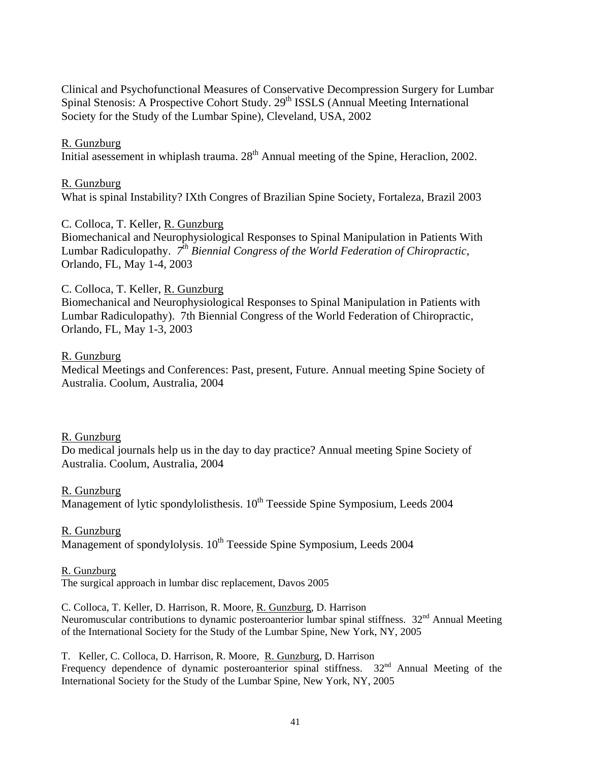Clinical and Psychofunctional Measures of Conservative Decompression Surgery for Lumbar Spinal Stenosis: A Prospective Cohort Study. 29th ISSLS (Annual Meeting International Society for the Study of the Lumbar Spine), Cleveland, USA, 2002

R. Gunzburg
Initial asesessement in whiplash trauma. 28th Annual meeting of the Spine, Heraclion, 2002.

R. Gunzburg
What is spinal Instability? IXth Congres of Brazilian Spine Society, Fortaleza, Brazil 2003

C. Colloca, T. Keller, R. Gunzburg
Biomechanical and Neurophysiological Responses to Spinal Manipulation in Patients With Lumbar Radiculopathy. *7th Biennial Congress of the World Federation of Chiropractic*, Orlando, FL, May 1-4, 2003

C. Colloca, T. Keller, R. Gunzburg
Biomechanical and Neurophysiological Responses to Spinal Manipulation in Patients with Lumbar Radiculopathy). 7th Biennial Congress of the World Federation of Chiropractic, Orlando, FL, May 1-3, 2003

R. Gunzburg
Medical Meetings and Conferences: Past, present, Future. Annual meeting Spine Society of Australia. Coolum, Australia, 2004

R. Gunzburg
Do medical journals help us in the day to day practice? Annual meeting Spine Society of Australia. Coolum, Australia, 2004

R. Gunzburg
Management of lytic spondylolisthesis. 10th Teesside Spine Symposium, Leeds 2004

R. Gunzburg
Management of spondylolysis. 10th Teesside Spine Symposium, Leeds 2004

R. Gunzburg
The surgical approach in lumbar disc replacement, Davos 2005

C. Colloca, T. Keller, D. Harrison, R. Moore, R. Gunzburg, D. Harrison
Neuromuscular contributions to dynamic posteroanterior lumbar spinal stiffness. 32nd Annual Meeting of the International Society for the Study of the Lumbar Spine, New York, NY, 2005

T. Keller, C. Colloca, D. Harrison, R. Moore, R. Gunzburg, D. Harrison
Frequency dependence of dynamic posteroanterior spinal stiffness. 32nd Annual Meeting of the International Society for the Study of the Lumbar Spine, New York, NY, 2005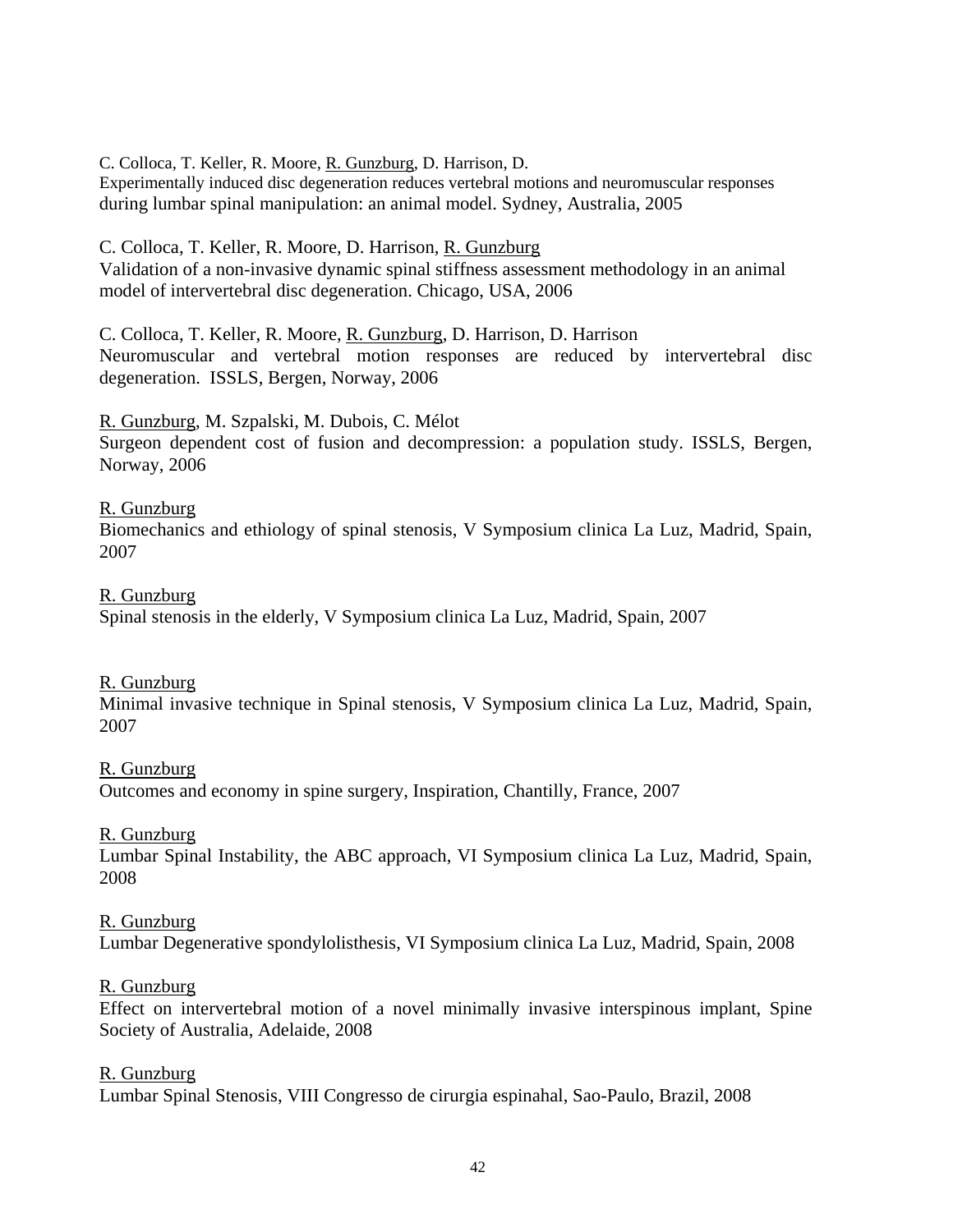C. Colloca, T. Keller, R. Moore, <u>R. Gunzburg</u>, D. Harrison, D.
Experimentally induced disc degeneration reduces vertebral motions and neuromuscular responses during lumbar spinal manipulation: an animal model. Sydney, Australia, 2005

C. Colloca, T. Keller, R. Moore, D. Harrison, <u>R. Gunzburg</u>
Validation of a non-invasive dynamic spinal stiffness assessment methodology in an animal model of intervertebral disc degeneration. Chicago, USA, 2006

C. Colloca, T. Keller, R. Moore, <u>R. Gunzburg</u>, D. Harrison, D. Harrison
Neuromuscular and vertebral motion responses are reduced by intervertebral disc degeneration. ISSLS, Bergen, Norway, 2006

<u>R. Gunzburg</u>, M. Szpalski, M. Dubois, C. Mélot
Surgeon dependent cost of fusion and decompression: a population study. ISSLS, Bergen, Norway, 2006

<u>R. Gunzburg</u>
Biomechanics and ethiology of spinal stenosis, V Symposium clinica La Luz, Madrid, Spain, 2007

<u>R. Gunzburg</u>
Spinal stenosis in the elderly, V Symposium clinica La Luz, Madrid, Spain, 2007

<u>R. Gunzburg</u>
Minimal invasive technique in Spinal stenosis, V Symposium clinica La Luz, Madrid, Spain, 2007

<u>R. Gunzburg</u>
Outcomes and economy in spine surgery, Inspiration, Chantilly, France, 2007

<u>R. Gunzburg</u>
Lumbar Spinal Instability, the ABC approach, VI Symposium clinica La Luz, Madrid, Spain, 2008

<u>R. Gunzburg</u>
Lumbar Degenerative spondylolisthesis, VI Symposium clinica La Luz, Madrid, Spain, 2008

<u>R. Gunzburg</u>
Effect on intervertebral motion of a novel minimally invasive interspinous implant, Spine Society of Australia, Adelaide, 2008

<u>R. Gunzburg</u>
Lumbar Spinal Stenosis, VIII Congresso de cirurgia espinahal, Sao-Paulo, Brazil, 2008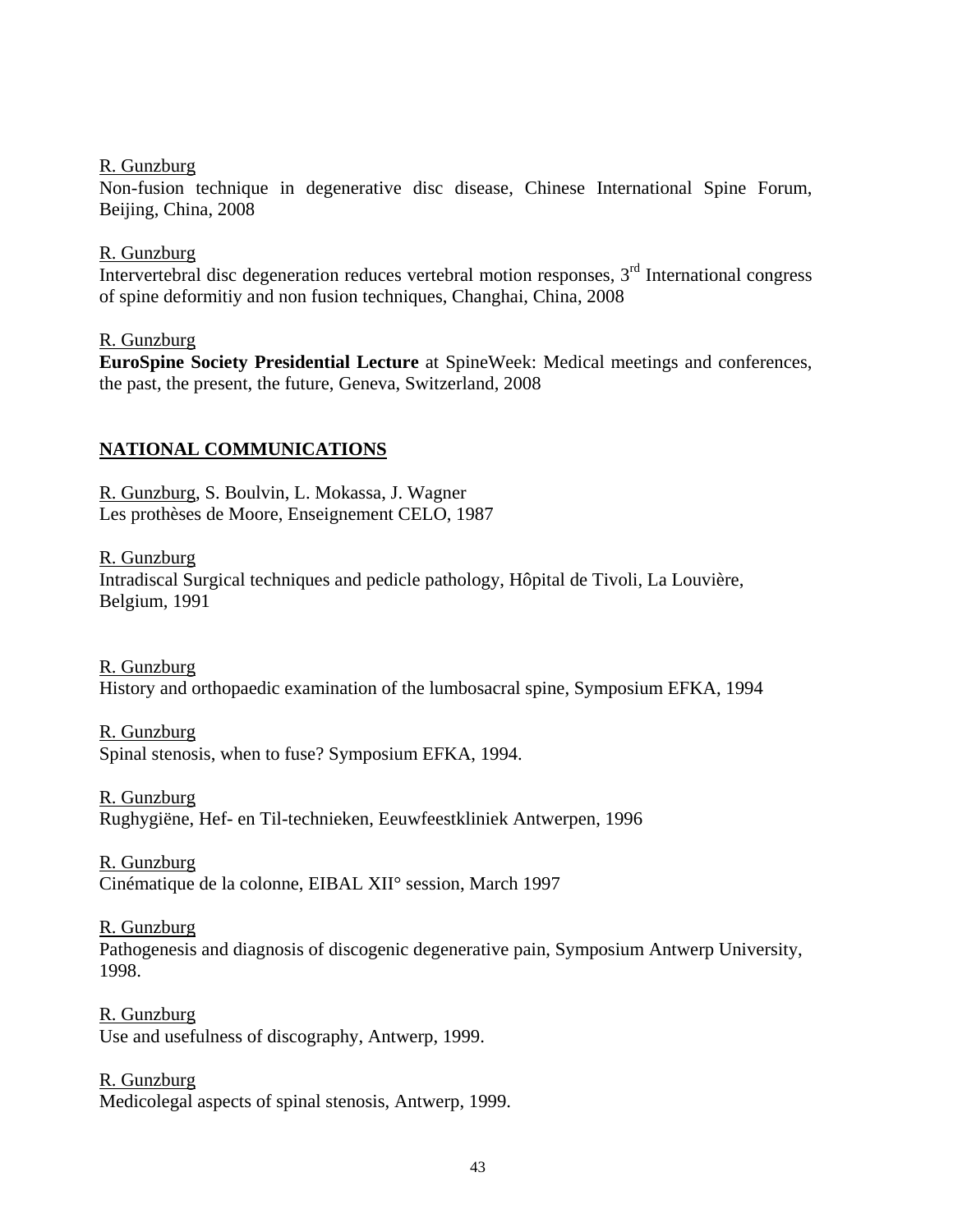R. Gunzburg
Non-fusion technique in degenerative disc disease, Chinese International Spine Forum, Beijing, China, 2008

R. Gunzburg
Intervertebral disc degeneration reduces vertebral motion responses, 3rd International congress of spine deformitiy and non fusion techniques, Changhai, China, 2008

R. Gunzburg
**EuroSpine Society Presidential Lecture** at SpineWeek: Medical meetings and conferences, the past, the present, the future, Geneva, Switzerland, 2008

## NATIONAL COMMUNICATIONS

R. Gunzburg, S. Boulvin, L. Mokassa, J. Wagner
Les prothèses de Moore, Enseignement CELO, 1987

R. Gunzburg
Intradiscal Surgical techniques and pedicle pathology, Hôpital de Tivoli, La Louvière, Belgium, 1991

R. Gunzburg
History and orthopaedic examination of the lumbosacral spine, Symposium EFKA, 1994

R. Gunzburg
Spinal stenosis, when to fuse? Symposium EFKA, 1994.

R. Gunzburg
Rughygiëne, Hef- en Til-technieken, Eeuwfeestkliniek Antwerpen, 1996

R. Gunzburg
Cinématique de la colonne, EIBAL XII° session, March 1997

R. Gunzburg
Pathogenesis and diagnosis of discogenic degenerative pain, Symposium Antwerp University, 1998.

R. Gunzburg
Use and usefulness of discography, Antwerp, 1999.

R. Gunzburg
Medicolegal aspects of spinal stenosis, Antwerp, 1999.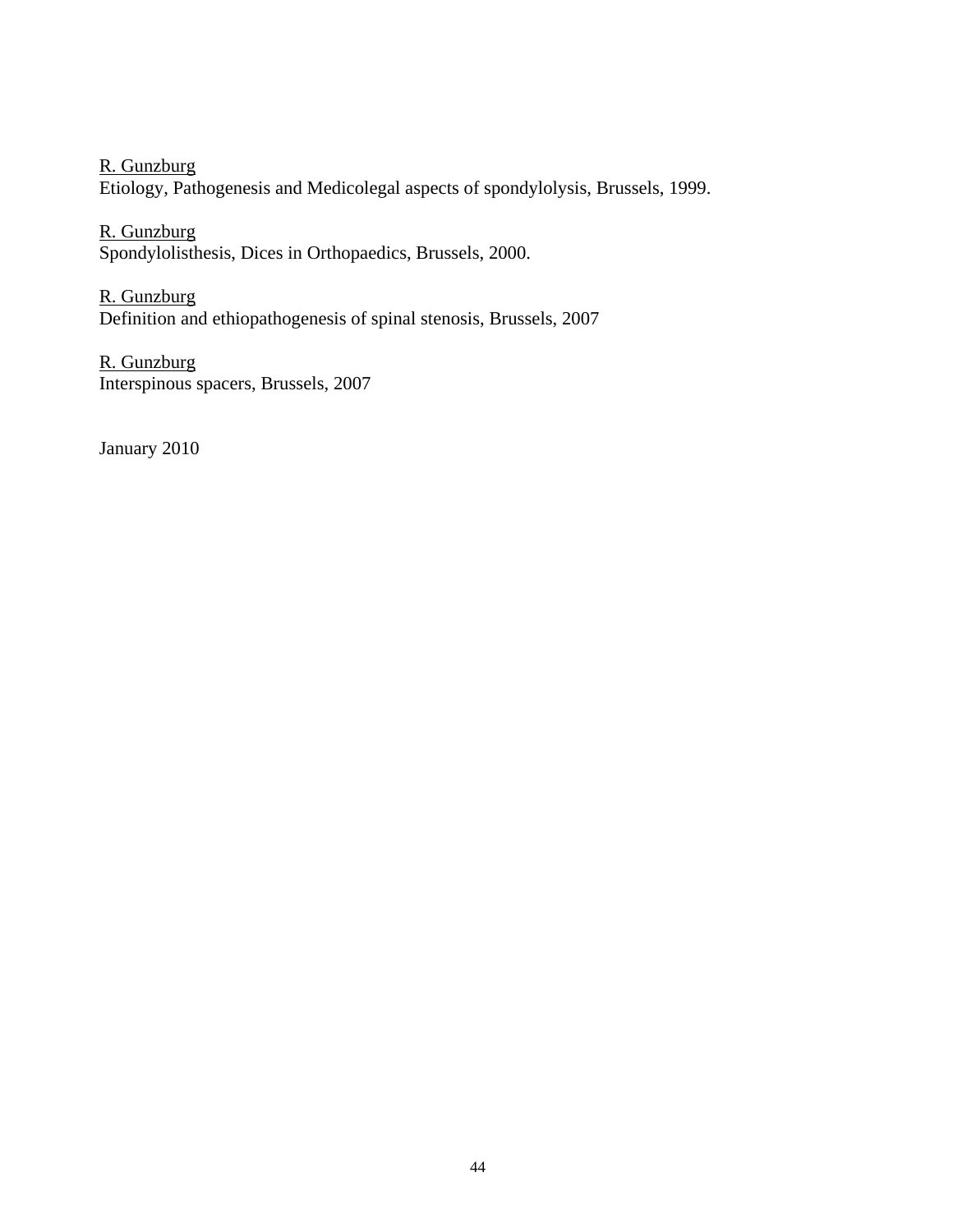<u>R. Gunzburg</u>
Etiology, Pathogenesis and Medicolegal aspects of spondylolysis, Brussels, 1999.

<u>R. Gunzburg</u>
Spondylolisthesis, Dices in Orthopaedics, Brussels, 2000.

<u>R. Gunzburg</u>
Definition and ethiopathogenesis of spinal stenosis, Brussels, 2007

<u>R. Gunzburg</u>
Interspinous spacers, Brussels, 2007

January 2010